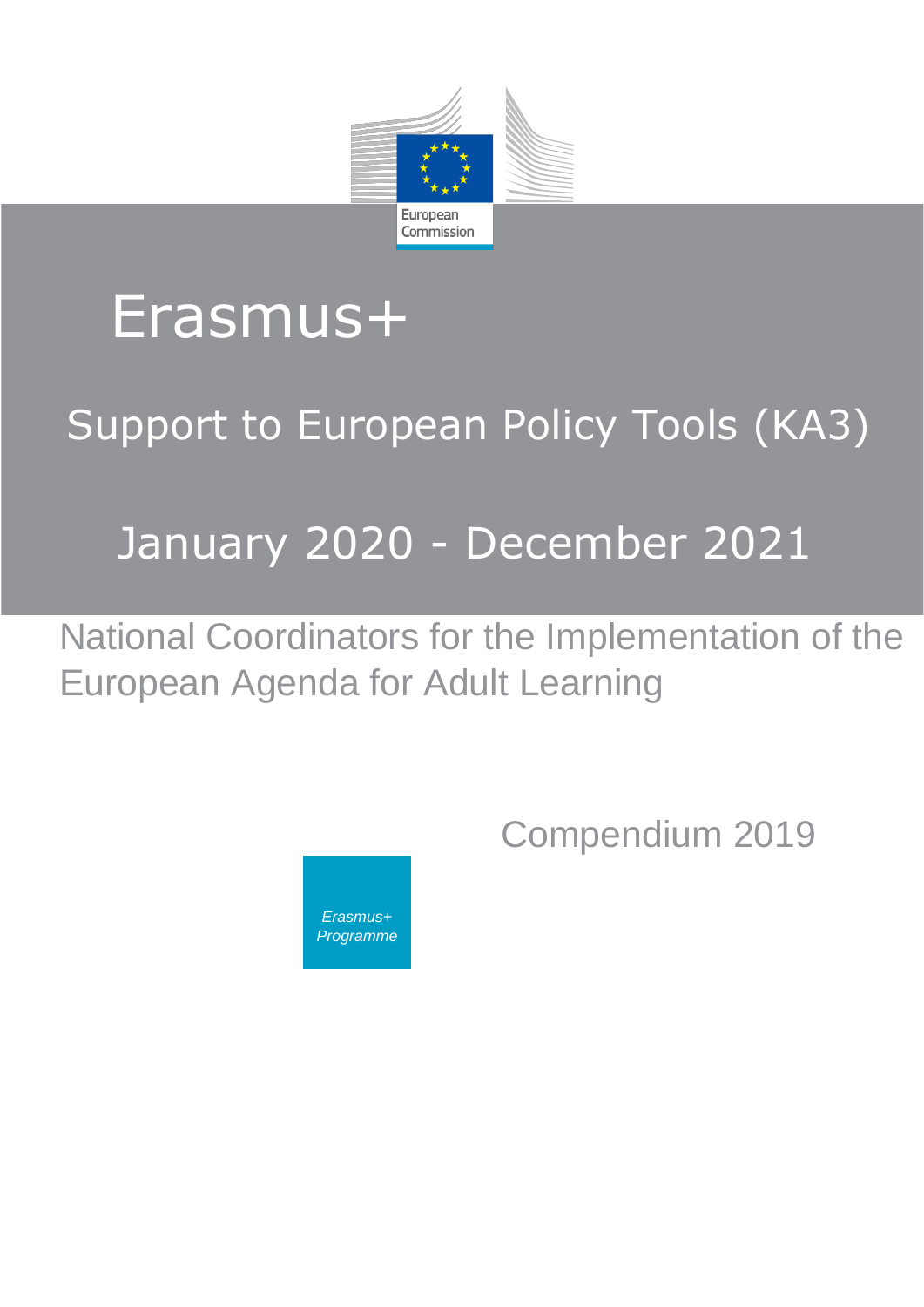European Commission

# Erasmus+

## Support to European Policy Tools (KA3)

## January 2020 - December 2021

National Coordinators for the Implementation of the European Agenda for Adult Learning

Compendium 2019

*Erasmus+ Programme*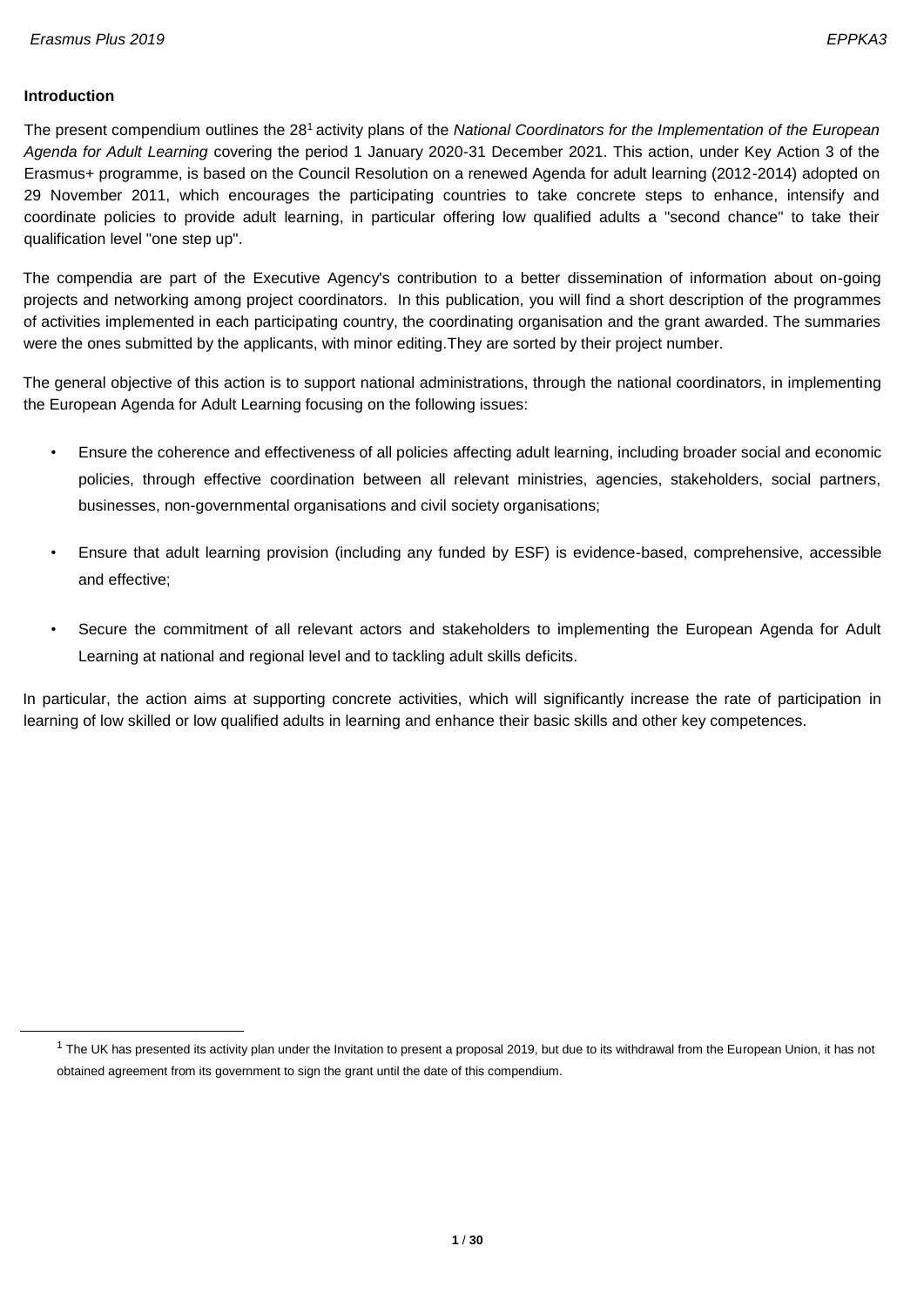## Introduction

The present compendium outlines the 28[1] activity plans of the *National Coordinators for the Implementation of the European Agenda for Adult Learning* covering the period 1 January 2020-31 December 2021. This action, under Key Action 3 of the Erasmus+ programme, is based on the Council Resolution on a renewed Agenda for adult learning (2012-2014) adopted on 29 November 2011, which encourages the participating countries to take concrete steps to enhance, intensify and coordinate policies to provide adult learning, in particular offering low qualified adults a "second chance" to take their qualification level "one step up".

The compendia are part of the Executive Agency's contribution to a better dissemination of information about on-going projects and networking among project coordinators. In this publication, you will find a short description of the programmes of activities implemented in each participating country, the coordinating organisation and the grant awarded. The summaries were the ones submitted by the applicants, with minor editing.They are sorted by their project number.

The general objective of this action is to support national administrations, through the national coordinators, in implementing the European Agenda for Adult Learning focusing on the following issues:

- Ensure the coherence and effectiveness of all policies affecting adult learning, including broader social and economic policies, through effective coordination between all relevant ministries, agencies, stakeholders, social partners, businesses, non-governmental organisations and civil society organisations;
- Ensure that adult learning provision (including any funded by ESF) is evidence-based, comprehensive, accessible and effective;
- Secure the commitment of all relevant actors and stakeholders to implementing the European Agenda for Adult Learning at national and regional level and to tackling adult skills deficits.

In particular, the action aims at supporting concrete activities, which will significantly increase the rate of participation in learning of low skilled or low qualified adults in learning and enhance their basic skills and other key competences.

[1] The UK has presented its activity plan under the Invitation to present a proposal 2019, but due to its withdrawal from the European Union, it has not obtained agreement from its government to sign the grant until the date of this compendium.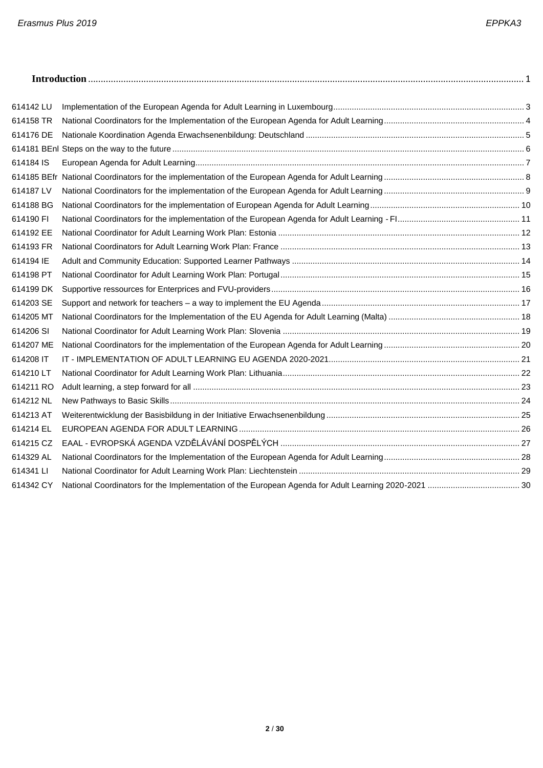**Introduction** ........................................................................................................................................................ 1

| | | |
|---|---|---|
| 614142 LU | Implementation of the European Agenda for Adult Learning in Luxembourg | 3 |
| 614158 TR | National Coordinators for the Implementation of the European Agenda for Adult Learning | 4 |
| 614176 DE | Nationale Koordination Agenda Erwachsenenbildung: Deutschland | 5 |
| 614181 BEnl | Steps on the way to the future | 6 |
| 614184 IS | European Agenda for Adult Learning | 7 |
| 614185 BEfr | National Coordinators for the implementation of the European Agenda for Adult Learning | 8 |
| 614187 LV | National Coordinators for the implementation of the European Agenda for Adult Learning | 9 |
| 614188 BG | National Coordinators for the implementation of European Agenda for Adult Learning | 10 |
| 614190 FI | National Coordinators for the implementation of the European Agenda for Adult Learning - FI | 11 |
| 614192 EE | National Coordinator for Adult Learning Work Plan: Estonia | 12 |
| 614193 FR | National Coordinators for Adult Learning Work Plan: France | 13 |
| 614194 IE | Adult and Community Education: Supported Learner Pathways | 14 |
| 614198 PT | National Coordinator for Adult Learning Work Plan: Portugal | 15 |
| 614199 DK | Supportive ressources for Enterprices and FVU-providers | 16 |
| 614203 SE | Support and network for teachers – a way to implement the EU Agenda | 17 |
| 614205 MT | National Coordinators for the Implementation of the EU Agenda for Adult Learning (Malta) | 18 |
| 614206 SI | National Coordinator for Adult Learning Work Plan: Slovenia | 19 |
| 614207 ME | National Coordinators for the implementation of the European Agenda for Adult Learning | 20 |
| 614208 IT | IT - IMPLEMENTATION OF ADULT LEARNING EU AGENDA 2020-2021 | 21 |
| 614210 LT | National Coordinator for Adult Learning Work Plan: Lithuania | 22 |
| 614211 RO | Adult learning, a step forward for all | 23 |
| 614212 NL | New Pathways to Basic Skills | 24 |
| 614213 AT | Weiterentwicklung der Basisbildung in der Initiative Erwachsenenbildung | 25 |
| 614214 EL | EUROPEAN AGENDA FOR ADULT LEARNING | 26 |
| 614215 CZ | EAAL - EVROPSKÁ AGENDA VZDĚLÁVÁNÍ DOSPĚLÝCH | 27 |
| 614329 AL | National Coordinators for the Implementation of the European Agenda for Adult Learning | 28 |
| 614341 LI | National Coordinator for Adult Learning Work Plan: Liechtenstein | 29 |
| 614342 CY | National Coordinators for the Implementation of the European Agenda for Adult Learning 2020-2021 | 30 |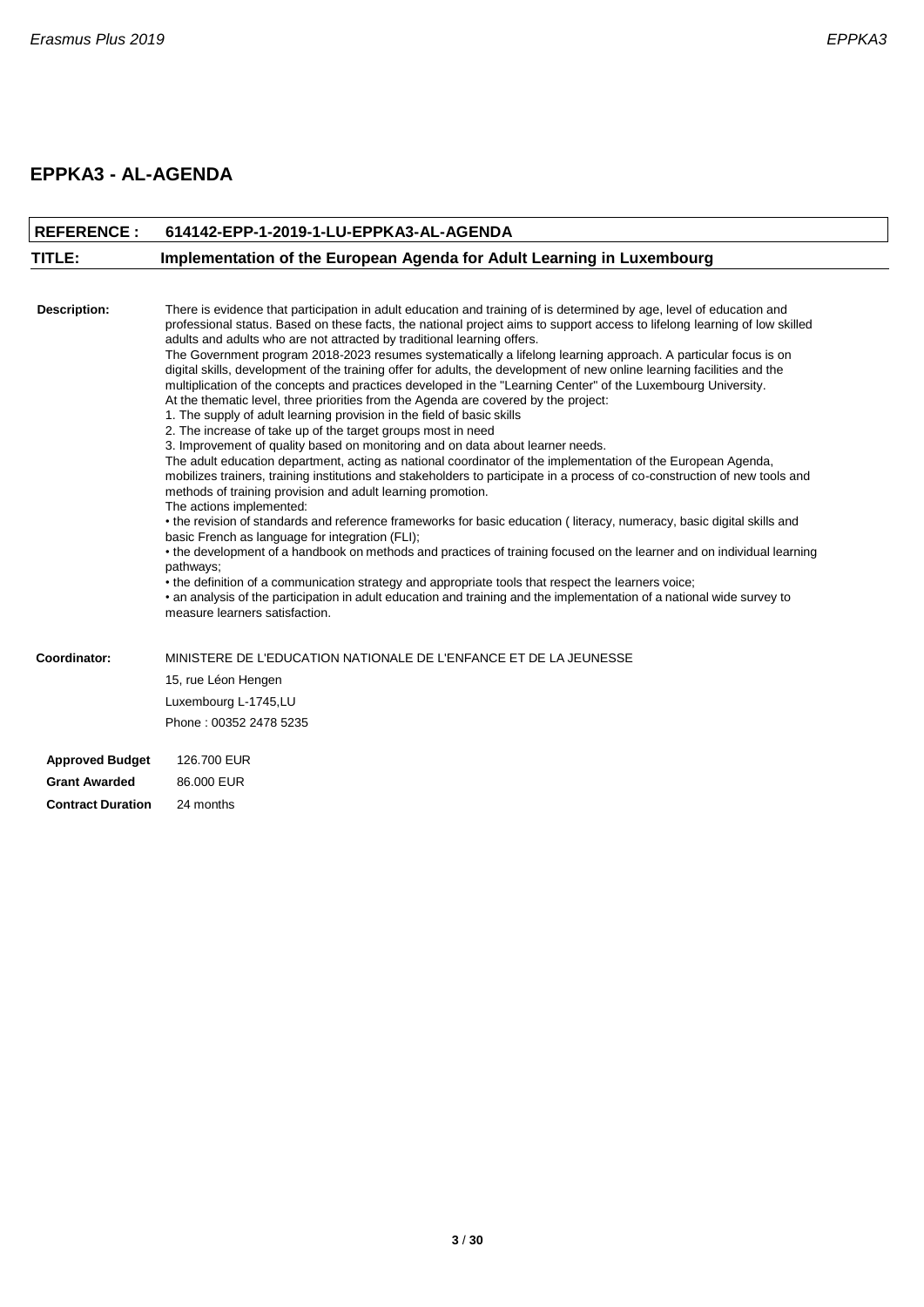## EPPKA3 - AL-AGENDA

| **REFERENCE :** | **614142-EPP-1-2019-1-LU-EPPKA3-AL-AGENDA** |
|---|---|
| **TITLE:** | **Implementation of the European Agenda for Adult Learning in Luxembourg** |

**Description:**

There is evidence that participation in adult education and training of is determined by age, level of education and professional status. Based on these facts, the national project aims to support access to lifelong learning of low skilled adults and adults who are not attracted by traditional learning offers.

The Government program 2018-2023 resumes systematically a lifelong learning approach. A particular focus is on digital skills, development of the training offer for adults, the development of new online learning facilities and the multiplication of the concepts and practices developed in the "Learning Center" of the Luxembourg University.

At the thematic level, three priorities from the Agenda are covered by the project:

1. The supply of adult learning provision in the field of basic skills
2. The increase of take up of the target groups most in need
3. Improvement of quality based on monitoring and on data about learner needs.

The adult education department, acting as national coordinator of the implementation of the European Agenda, mobilizes trainers, training institutions and stakeholders to participate in a process of co-construction of new tools and methods of training provision and adult learning promotion.

The actions implemented:

- the revision of standards and reference frameworks for basic education ( literacy, numeracy, basic digital skills and basic French as language for integration (FLI);
- the development of a handbook on methods and practices of training focused on the learner and on individual learning pathways;
- the definition of a communication strategy and appropriate tools that respect the learners voice;
- an analysis of the participation in adult education and training and the implementation of a national wide survey to measure learners satisfaction.

**Coordinator:**

MINISTERE DE L'EDUCATION NATIONALE DE L'ENFANCE ET DE LA JEUNESSE
15, rue Léon Hengen
Luxembourg L-1745,LU
Phone : 00352 2478 5235

| | |
|---|---|
| **Approved Budget** | 126.700 EUR |
| **Grant Awarded** | 86.000 EUR |
| **Contract Duration** | 24 months |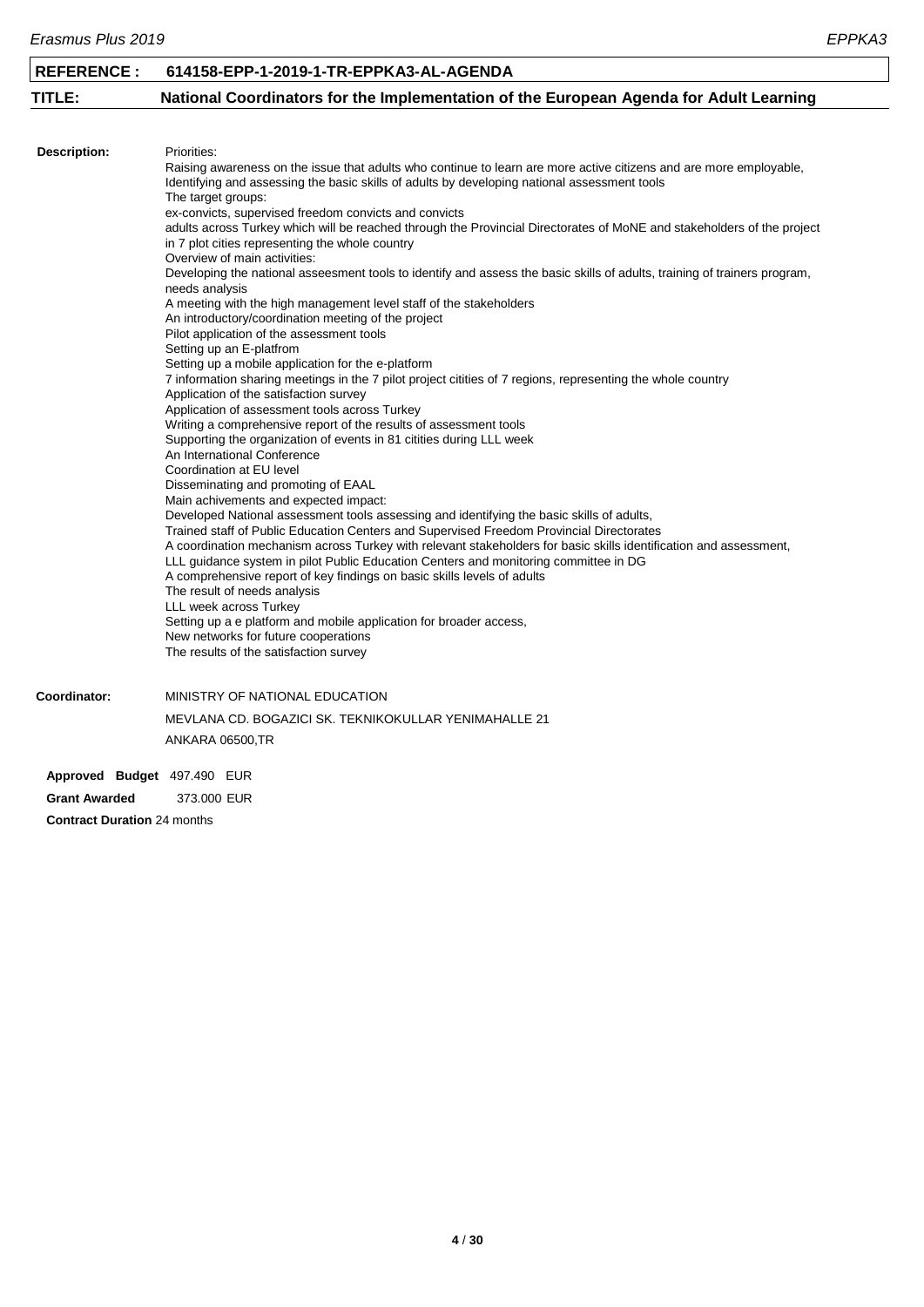**REFERENCE :** **614158-EPP-1-2019-1-TR-EPPKA3-AL-AGENDA**

**TITLE:** **National Coordinators for the Implementation of the European Agenda for Adult Learning**

**Description:**

Priorities:
Raising awareness on the issue that adults who continue to learn are more active citizens and are more employable,
Identifying and assessing the basic skills of adults by developing national assessment tools
The target groups:
ex-convicts, supervised freedom convicts and convicts
adults across Turkey which will be reached through the Provincial Directorates of MoNE and stakeholders of the project in 7 plot cities representing the whole country
Overview of main activities:
Developing the national asseesment tools to identify and assess the basic skills of adults, training of trainers program, needs analysis
A meeting with the high management level staff of the stakeholders
An introductory/coordination meeting of the project
Pilot application of the assessment tools
Setting up an E-platfrom
Setting up a mobile application for the e-platform
7 information sharing meetings in the 7 pilot project citities of 7 regions, representing the whole country
Application of the satisfaction survey
Application of assessment tools across Turkey
Writing a comprehensive report of the results of assessment tools
Supporting the organization of events in 81 citities during LLL week
An International Conference
Coordination at EU level
Disseminating and promoting of EAAL
Main achivements and expected impact:
Developed National assessment tools assessing and identifying the basic skills of adults,
Trained staff of Public Education Centers and Supervised Freedom Provincial Directorates
A coordination mechanism across Turkey with relevant stakeholders for basic skills identification and assessment,
LLL guidance system in pilot Public Education Centers and monitoring committee in DG
A comprehensive report of key findings on basic skills levels of adults
The result of needs analysis
LLL week across Turkey
Setting up a e platform and mobile application for broader access,
New networks for future cooperations
The results of the satisfaction survey

**Coordinator:**

MINISTRY OF NATIONAL EDUCATION
MEVLANA CD. BOGAZICI SK. TEKNIKOKULLAR YENIMAHALLE 21
ANKARA 06500,TR

**Approved Budget** 497.490 EUR

**Grant Awarded** 373.000 EUR

**Contract Duration** 24 months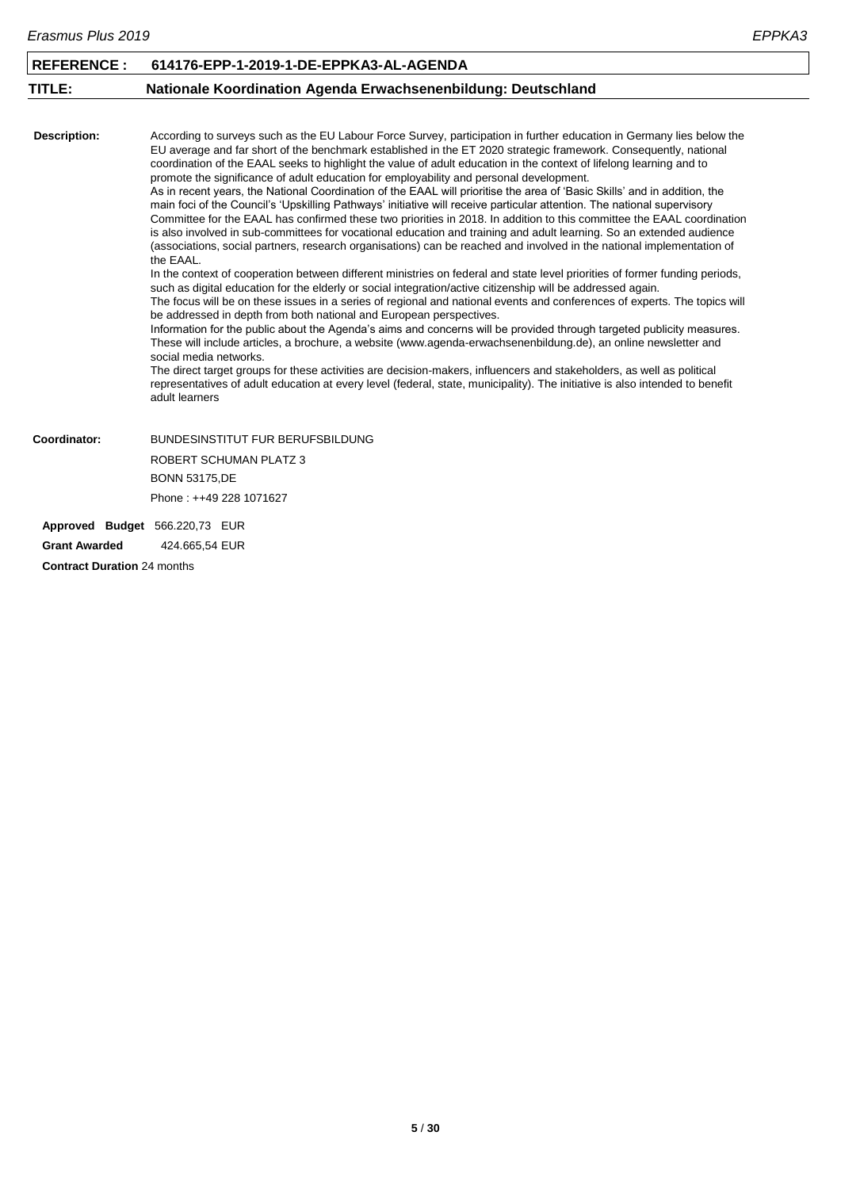| **REFERENCE :** | **614176-EPP-1-2019-1-DE-EPPKA3-AL-AGENDA** |
|---|---|
| **TITLE:** | **Nationale Koordination Agenda Erwachsenenbildung: Deutschland** |

**Description:**

According to surveys such as the EU Labour Force Survey, participation in further education in Germany lies below the EU average and far short of the benchmark established in the ET 2020 strategic framework. Consequently, national coordination of the EAAL seeks to highlight the value of adult education in the context of lifelong learning and to promote the significance of adult education for employability and personal development.
As in recent years, the National Coordination of the EAAL will prioritise the area of 'Basic Skills' and in addition, the main foci of the Council's 'Upskilling Pathways' initiative will receive particular attention. The national supervisory Committee for the EAAL has confirmed these two priorities in 2018. In addition to this committee the EAAL coordination is also involved in sub-committees for vocational education and training and adult learning. So an extended audience (associations, social partners, research organisations) can be reached and involved in the national implementation of the EAAL.
In the context of cooperation between different ministries on federal and state level priorities of former funding periods, such as digital education for the elderly or social integration/active citizenship will be addressed again.
The focus will be on these issues in a series of regional and national events and conferences of experts. The topics will be addressed in depth from both national and European perspectives.
Information for the public about the Agenda's aims and concerns will be provided through targeted publicity measures. These will include articles, a brochure, a website (www.agenda-erwachsenenbildung.de), an online newsletter and social media networks.
The direct target groups for these activities are decision-makers, influencers and stakeholders, as well as political representatives of adult education at every level (federal, state, municipality). The initiative is also intended to benefit adult learners

**Coordinator:**

BUNDESINSTITUT FUR BERUFSBILDUNG
ROBERT SCHUMAN PLATZ 3
BONN 53175,DE
Phone : ++49 228 1071627

**Approved Budget** 566.220,73 EUR

**Grant Awarded** 424.665,54 EUR

**Contract Duration** 24 months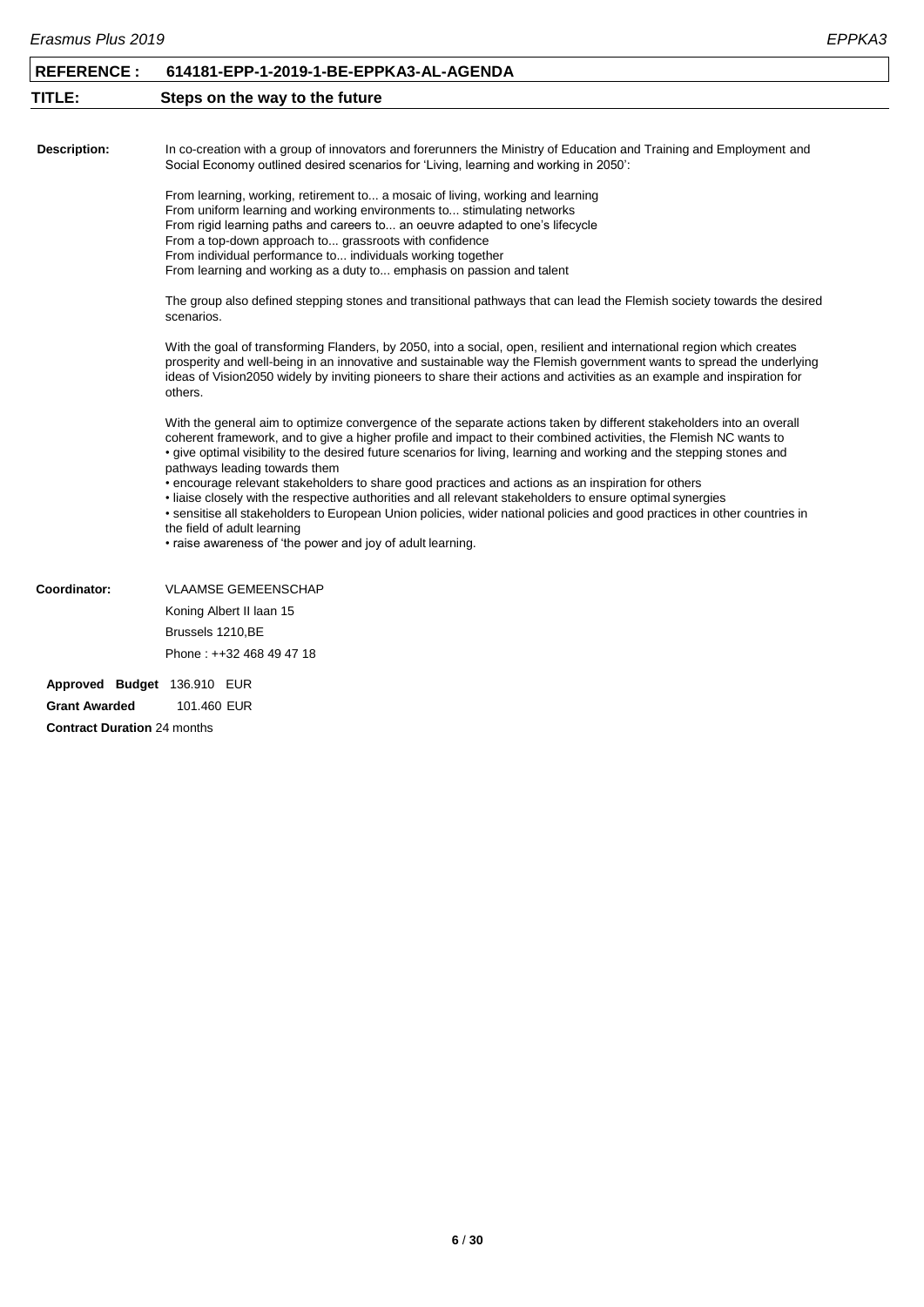| **REFERENCE :** | **614181-EPP-1-2019-1-BE-EPPKA3-AL-AGENDA** |
|---|---|
| **TITLE:** | **Steps on the way to the future** |

**Description:**

In co-creation with a group of innovators and forerunners the Ministry of Education and Training and Employment and Social Economy outlined desired scenarios for 'Living, learning and working in 2050':

From learning, working, retirement to... a mosaic of living, working and learning
From uniform learning and working environments to... stimulating networks
From rigid learning paths and careers to... an oeuvre adapted to one's lifecycle
From a top-down approach to... grassroots with confidence
From individual performance to... individuals working together
From learning and working as a duty to... emphasis on passion and talent

The group also defined stepping stones and transitional pathways that can lead the Flemish society towards the desired scenarios.

With the goal of transforming Flanders, by 2050, into a social, open, resilient and international region which creates prosperity and well-being in an innovative and sustainable way the Flemish government wants to spread the underlying ideas of Vision2050 widely by inviting pioneers to share their actions and activities as an example and inspiration for others.

With the general aim to optimize convergence of the separate actions taken by different stakeholders into an overall coherent framework, and to give a higher profile and impact to their combined activities, the Flemish NC wants to
• give optimal visibility to the desired future scenarios for living, learning and working and the stepping stones and pathways leading towards them
• encourage relevant stakeholders to share good practices and actions as an inspiration for others
• liaise closely with the respective authorities and all relevant stakeholders to ensure optimal synergies
• sensitise all stakeholders to European Union policies, wider national policies and good practices in other countries in the field of adult learning
• raise awareness of 'the power and joy of adult learning.

**Coordinator:**

VLAAMSE GEMEENSCHAP
Koning Albert II laan 15
Brussels 1210,BE
Phone : ++32 468 49 47 18

**Approved Budget** 136.910 EUR

**Grant Awarded** 101.460 EUR

**Contract Duration** 24 months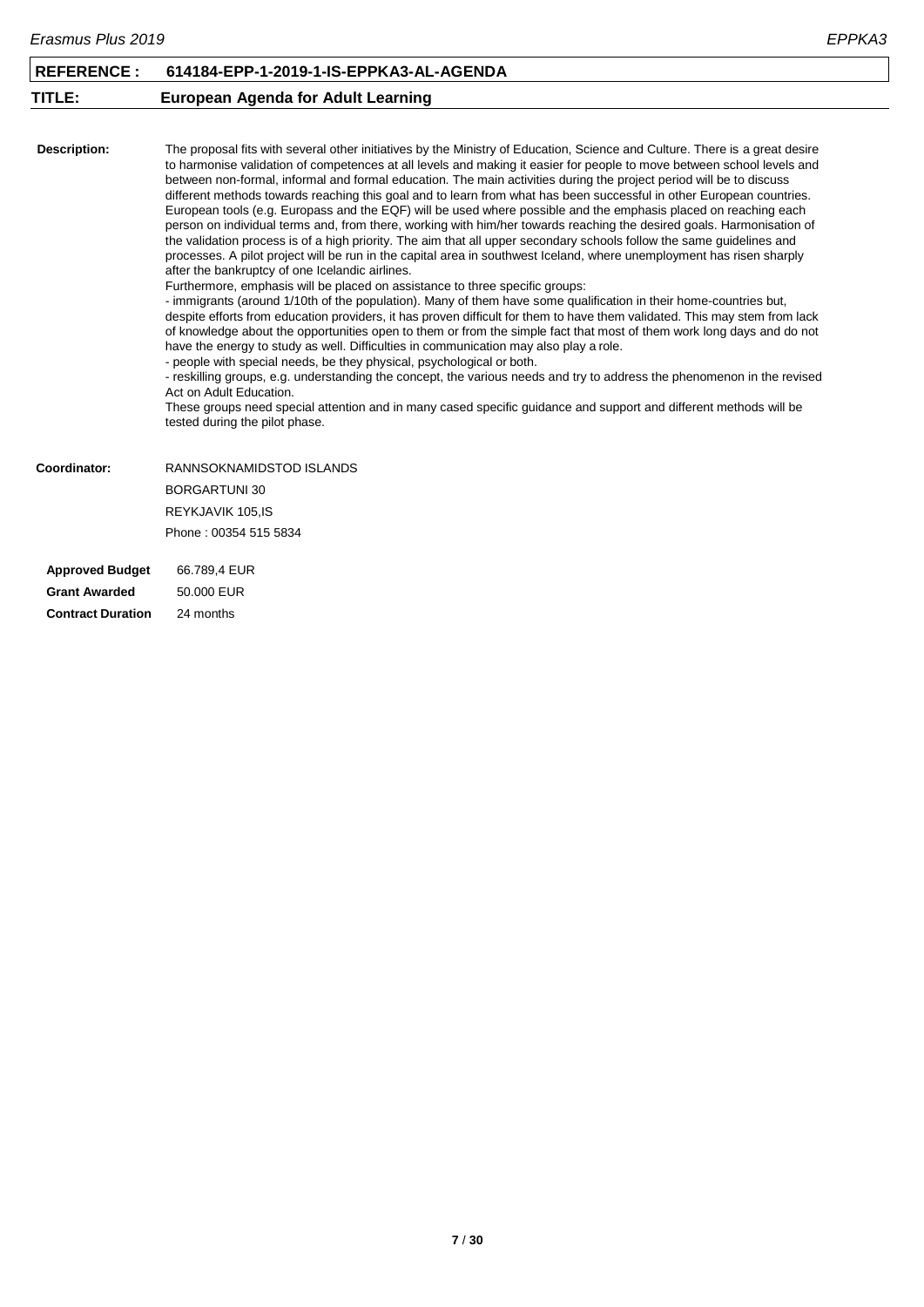| **REFERENCE :** | **614184-EPP-1-2019-1-IS-EPPKA3-AL-AGENDA** |
|---|---|
| **TITLE:** | **European Agenda for Adult Learning** |

**Description:**

The proposal fits with several other initiatives by the Ministry of Education, Science and Culture. There is a great desire to harmonise validation of competences at all levels and making it easier for people to move between school levels and between non-formal, informal and formal education. The main activities during the project period will be to discuss different methods towards reaching this goal and to learn from what has been successful in other European countries. European tools (e.g. Europass and the EQF) will be used where possible and the emphasis placed on reaching each person on individual terms and, from there, working with him/her towards reaching the desired goals. Harmonisation of the validation process is of a high priority. The aim that all upper secondary schools follow the same guidelines and processes. A pilot project will be run in the capital area in southwest Iceland, where unemployment has risen sharply after the bankruptcy of one Icelandic airlines.
Furthermore, emphasis will be placed on assistance to three specific groups:
- immigrants (around 1/10th of the population). Many of them have some qualification in their home-countries but, despite efforts from education providers, it has proven difficult for them to have them validated. This may stem from lack of knowledge about the opportunities open to them or from the simple fact that most of them work long days and do not have the energy to study as well. Difficulties in communication may also play a role.
- people with special needs, be they physical, psychological or both.
- reskilling groups, e.g. understanding the concept, the various needs and try to address the phenomenon in the revised Act on Adult Education.
These groups need special attention and in many cased specific guidance and support and different methods will be tested during the pilot phase.

**Coordinator:**

RANNSOKNAMIDSTOD ISLANDS
BORGARTUNI 30
REYKJAVIK 105,IS
Phone : 00354 515 5834

**Approved Budget** 66.789,4 EUR
**Grant Awarded** 50.000 EUR
**Contract Duration** 24 months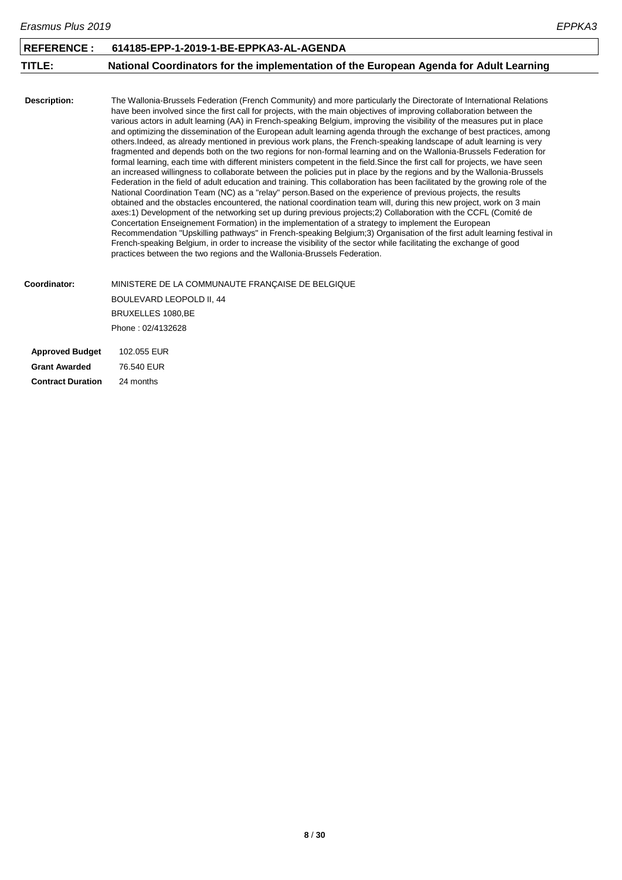| **REFERENCE :** | **614185-EPP-1-2019-1-BE-EPPKA3-AL-AGENDA** |
|---|---|
| **TITLE:** | **National Coordinators for the implementation of the European Agenda for Adult Learning** |

**Description:** The Wallonia-Brussels Federation (French Community) and more particularly the Directorate of International Relations have been involved since the first call for projects, with the main objectives of improving collaboration between the various actors in adult learning (AA) in French-speaking Belgium, improving the visibility of the measures put in place and optimizing the dissemination of the European adult learning agenda through the exchange of best practices, among others.Indeed, as already mentioned in previous work plans, the French-speaking landscape of adult learning is very fragmented and depends both on the two regions for non-formal learning and on the Wallonia-Brussels Federation for formal learning, each time with different ministers competent in the field.Since the first call for projects, we have seen an increased willingness to collaborate between the policies put in place by the regions and by the Wallonia-Brussels Federation in the field of adult education and training. This collaboration has been facilitated by the growing role of the National Coordination Team (NC) as a "relay" person.Based on the experience of previous projects, the results obtained and the obstacles encountered, the national coordination team will, during this new project, work on 3 main axes:1) Development of the networking set up during previous projects;2) Collaboration with the CCFL (Comité de Concertation Enseignement Formation) in the implementation of a strategy to implement the European Recommendation "Upskilling pathways" in French-speaking Belgium;3) Organisation of the first adult learning festival in French-speaking Belgium, in order to increase the visibility of the sector while facilitating the exchange of good practices between the two regions and the Wallonia-Brussels Federation.

**Coordinator:** MINISTERE DE LA COMMUNAUTE FRANÇAISE DE BELGIQUE
BOULEVARD LEOPOLD II, 44
BRUXELLES 1080,BE
Phone : 02/4132628

| | |
|---|---|
| **Approved Budget** | 102.055 EUR |
| **Grant Awarded** | 76.540 EUR |
| **Contract Duration** | 24 months |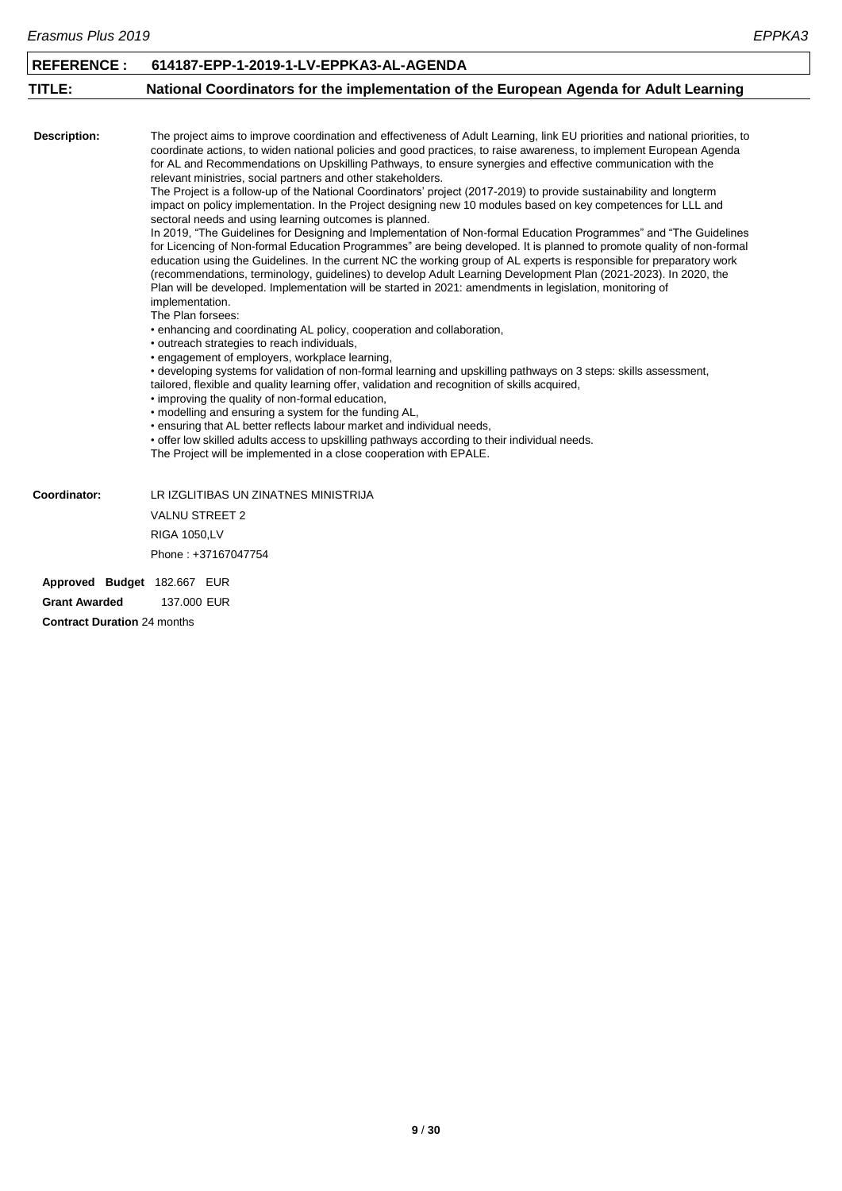| **REFERENCE :** | **614187-EPP-1-2019-1-LV-EPPKA3-AL-AGENDA** |
|---|---|
| **TITLE:** | **National Coordinators for the implementation of the European Agenda for Adult Learning** |

**Description:**

The project aims to improve coordination and effectiveness of Adult Learning, link EU priorities and national priorities, to coordinate actions, to widen national policies and good practices, to raise awareness, to implement European Agenda for AL and Recommendations on Upskilling Pathways, to ensure synergies and effective communication with the relevant ministries, social partners and other stakeholders.
The Project is a follow-up of the National Coordinators' project (2017-2019) to provide sustainability and longterm impact on policy implementation. In the Project designing new 10 modules based on key competences for LLL and sectoral needs and using learning outcomes is planned.
In 2019, "The Guidelines for Designing and Implementation of Non-formal Education Programmes" and "The Guidelines for Licencing of Non-formal Education Programmes" are being developed. It is planned to promote quality of non-formal education using the Guidelines. In the current NC the working group of AL experts is responsible for preparatory work (recommendations, terminology, guidelines) to develop Adult Learning Development Plan (2021-2023). In 2020, the Plan will be developed. Implementation will be started in 2021: amendments in legislation, monitoring of implementation.
The Plan forsees:
• enhancing and coordinating AL policy, cooperation and collaboration,
• outreach strategies to reach individuals,
• engagement of employers, workplace learning,
• developing systems for validation of non-formal learning and upskilling pathways on 3 steps: skills assessment, tailored, flexible and quality learning offer, validation and recognition of skills acquired,
• improving the quality of non-formal education,
• modelling and ensuring a system for the funding AL,
• ensuring that AL better reflects labour market and individual needs,
• offer low skilled adults access to upskilling pathways according to their individual needs.
The Project will be implemented in a close cooperation with EPALE.

**Coordinator:**

LR IZGLITIBAS UN ZINATNES MINISTRIJA
VALNU STREET 2
RIGA 1050,LV
Phone : +37167047754

**Approved Budget** 182.667 EUR

**Grant Awarded** 137.000 EUR

**Contract Duration** 24 months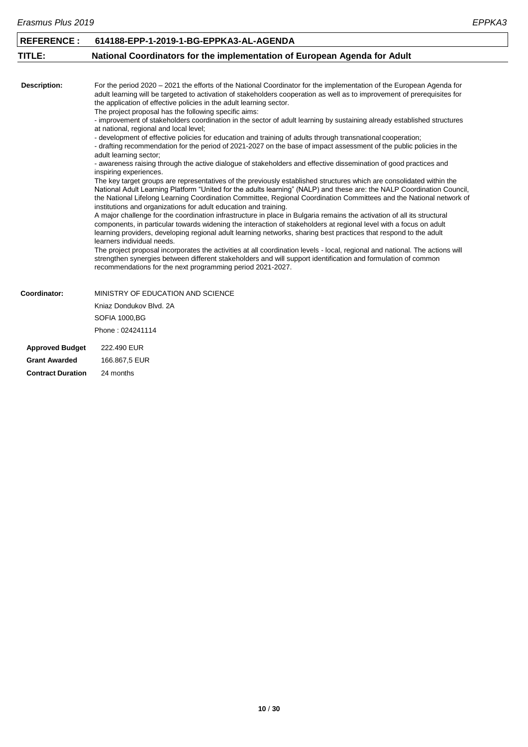| **REFERENCE :** | **614188-EPP-1-2019-1-BG-EPPKA3-AL-AGENDA** |
|---|---|
| **TITLE:** | **National Coordinators for the implementation of European Agenda for Adult** |

**Description:**

For the period 2020 – 2021 the efforts of the National Coordinator for the implementation of the European Agenda for adult learning will be targeted to activation of stakeholders cooperation as well as to improvement of prerequisites for the application of effective policies in the adult learning sector.
The project proposal has the following specific aims:
- improvement of stakeholders coordination in the sector of adult learning by sustaining already established structures at national, regional and local level;
- development of effective policies for education and training of adults through transnational cooperation;
- drafting recommendation for the period of 2021-2027 on the base of impact assessment of the public policies in the adult learning sector;
- awareness raising through the active dialogue of stakeholders and effective dissemination of good practices and inspiring experiences.

The key target groups are representatives of the previously established structures which are consolidated within the National Adult Learning Platform "United for the adults learning" (NALP) and these are: the NALP Coordination Council, the National Lifelong Learning Coordination Committee, Regional Coordination Committees and the National network of institutions and organizations for adult education and training.
A major challenge for the coordination infrastructure in place in Bulgaria remains the activation of all its structural components, in particular towards widening the interaction of stakeholders at regional level with a focus on adult learning providers, developing regional adult learning networks, sharing best practices that respond to the adult learners individual needs.
The project proposal incorporates the activities at all coordination levels - local, regional and national. The actions will strengthen synergies between different stakeholders and will support identification and formulation of common recommendations for the next programming period 2021-2027.

**Coordinator:**

MINISTRY OF EDUCATION AND SCIENCE
Kniaz Dondukov Blvd. 2A
SOFIA 1000,BG
Phone : 024241114

| | |
|---|---|
| **Approved Budget** | 222.490 EUR |
| **Grant Awarded** | 166.867,5 EUR |
| **Contract Duration** | 24 months |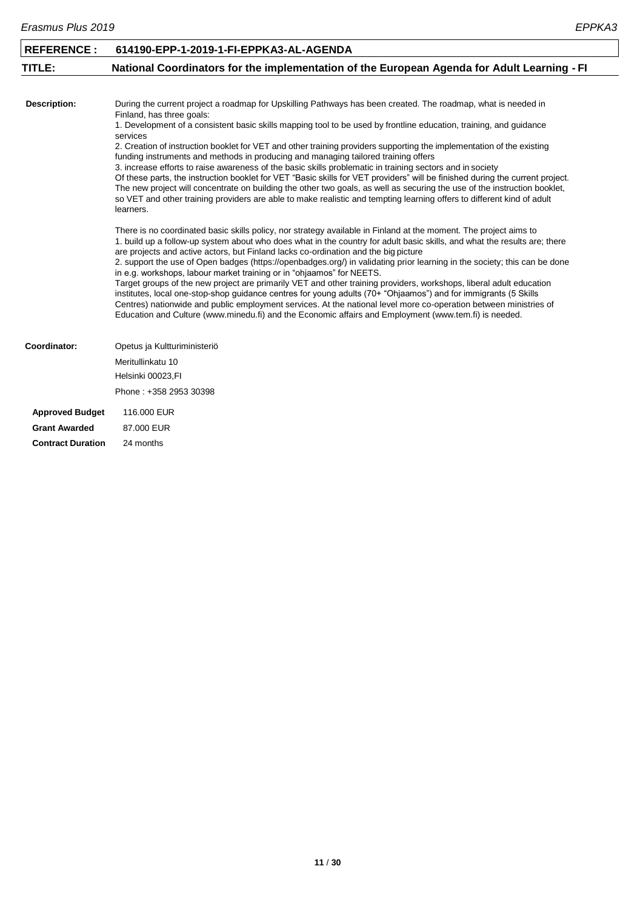| **REFERENCE :** | **614190-EPP-1-2019-1-FI-EPPKA3-AL-AGENDA** |
|---|---|
| **TITLE:** | **National Coordinators for the implementation of the European Agenda for Adult Learning - FI** |

**Description:**

During the current project a roadmap for Upskilling Pathways has been created. The roadmap, what is needed in Finland, has three goals:
1. Development of a consistent basic skills mapping tool to be used by frontline education, training, and guidance services
2. Creation of instruction booklet for VET and other training providers supporting the implementation of the existing funding instruments and methods in producing and managing tailored training offers
3. increase efforts to raise awareness of the basic skills problematic in training sectors and in society
Of these parts, the instruction booklet for VET "Basic skills for VET providers" will be finished during the current project. The new project will concentrate on building the other two goals, as well as securing the use of the instruction booklet, so VET and other training providers are able to make realistic and tempting learning offers to different kind of adult learners.

There is no coordinated basic skills policy, nor strategy available in Finland at the moment. The project aims to
1. build up a follow-up system about who does what in the country for adult basic skills, and what the results are; there are projects and active actors, but Finland lacks co-ordination and the big picture
2. support the use of Open badges (https://openbadges.org/) in validating prior learning in the society; this can be done in e.g. workshops, labour market training or in "ohjaamos" for NEETS.
Target groups of the new project are primarily VET and other training providers, workshops, liberal adult education institutes, local one-stop-shop guidance centres for young adults (70+ "Ohjaamos") and for immigrants (5 Skills Centres) nationwide and public employment services. At the national level more co-operation between ministries of Education and Culture (www.minedu.fi) and the Economic affairs and Employment (www.tem.fi) is needed.

**Coordinator:**

Opetus ja Kultturiministeriö
Meritullinkatu 10
Helsinki 00023,FI
Phone : +358 2953 30398

| | |
|---|---|
| **Approved Budget** | 116.000 EUR |
| **Grant Awarded** | 87.000 EUR |
| **Contract Duration** | 24 months |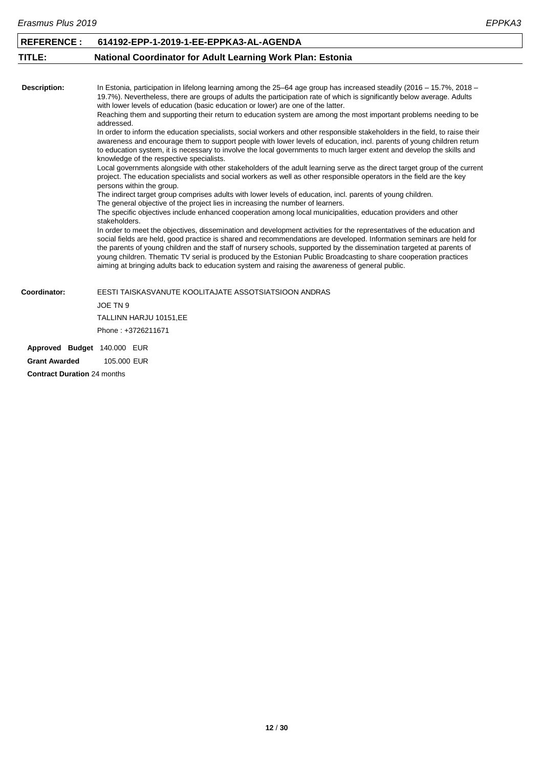| **REFERENCE :** | **614192-EPP-1-2019-1-EE-EPPKA3-AL-AGENDA** |
|---|---|
| **TITLE:** | **National Coordinator for Adult Learning Work Plan: Estonia** |

**Description:**

In Estonia, participation in lifelong learning among the 25–64 age group has increased steadily (2016 – 15.7%, 2018 – 19.7%). Nevertheless, there are groups of adults the participation rate of which is significantly below average. Adults with lower levels of education (basic education or lower) are one of the latter.
Reaching them and supporting their return to education system are among the most important problems needing to be addressed.
In order to inform the education specialists, social workers and other responsible stakeholders in the field, to raise their awareness and encourage them to support people with lower levels of education, incl. parents of young children return to education system, it is necessary to involve the local governments to much larger extent and develop the skills and knowledge of the respective specialists.
Local governments alongside with other stakeholders of the adult learning serve as the direct target group of the current project. The education specialists and social workers as well as other responsible operators in the field are the key persons within the group.
The indirect target group comprises adults with lower levels of education, incl. parents of young children.
The general objective of the project lies in increasing the number of learners.
The specific objectives include enhanced cooperation among local municipalities, education providers and other stakeholders.
In order to meet the objectives, dissemination and development activities for the representatives of the education and social fields are held, good practice is shared and recommendations are developed. Information seminars are held for the parents of young children and the staff of nursery schools, supported by the dissemination targeted at parents of young children. Thematic TV serial is produced by the Estonian Public Broadcasting to share cooperation practices aiming at bringing adults back to education system and raising the awareness of general public.

**Coordinator:**

EESTI TAISKASVANUTE KOOLITAJATE ASSOTSIATSIOON ANDRAS
JOE TN 9
TALLINN HARJU 10151,EE
Phone : +3726211671

**Approved Budget** 140.000 EUR

**Grant Awarded** 105.000 EUR

**Contract Duration** 24 months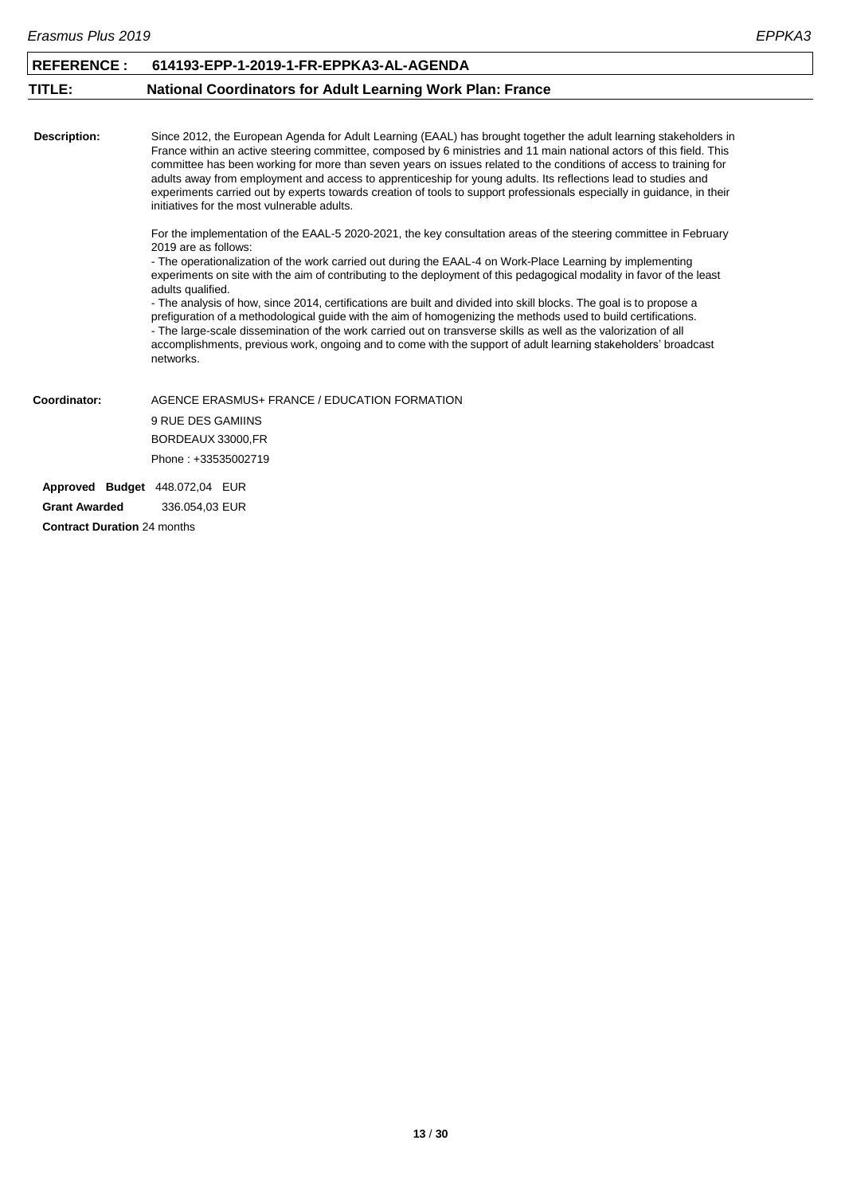| REFERENCE : | 614193-EPP-1-2019-1-FR-EPPKA3-AL-AGENDA |
| --- | --- |
| **TITLE:** | **National Coordinators for Adult Learning Work Plan: France** |

**Description:**

Since 2012, the European Agenda for Adult Learning (EAAL) has brought together the adult learning stakeholders in France within an active steering committee, composed by 6 ministries and 11 main national actors of this field. This committee has been working for more than seven years on issues related to the conditions of access to training for adults away from employment and access to apprenticeship for young adults. Its reflections lead to studies and experiments carried out by experts towards creation of tools to support professionals especially in guidance, in their initiatives for the most vulnerable adults.

For the implementation of the EAAL-5 2020-2021, the key consultation areas of the steering committee in February 2019 are as follows:
- The operationalization of the work carried out during the EAAL-4 on Work-Place Learning by implementing experiments on site with the aim of contributing to the deployment of this pedagogical modality in favor of the least adults qualified.
- The analysis of how, since 2014, certifications are built and divided into skill blocks. The goal is to propose a prefiguration of a methodological guide with the aim of homogenizing the methods used to build certifications.
- The large-scale dissemination of the work carried out on transverse skills as well as the valorization of all accomplishments, previous work, ongoing and to come with the support of adult learning stakeholders' broadcast networks.

**Coordinator:**

AGENCE ERASMUS+ FRANCE / EDUCATION FORMATION
9 RUE DES GAMIINS
BORDEAUX 33000,FR
Phone : +33535002719

**Approved Budget** 448.072,04 EUR

**Grant Awarded** 336.054,03 EUR

**Contract Duration** 24 months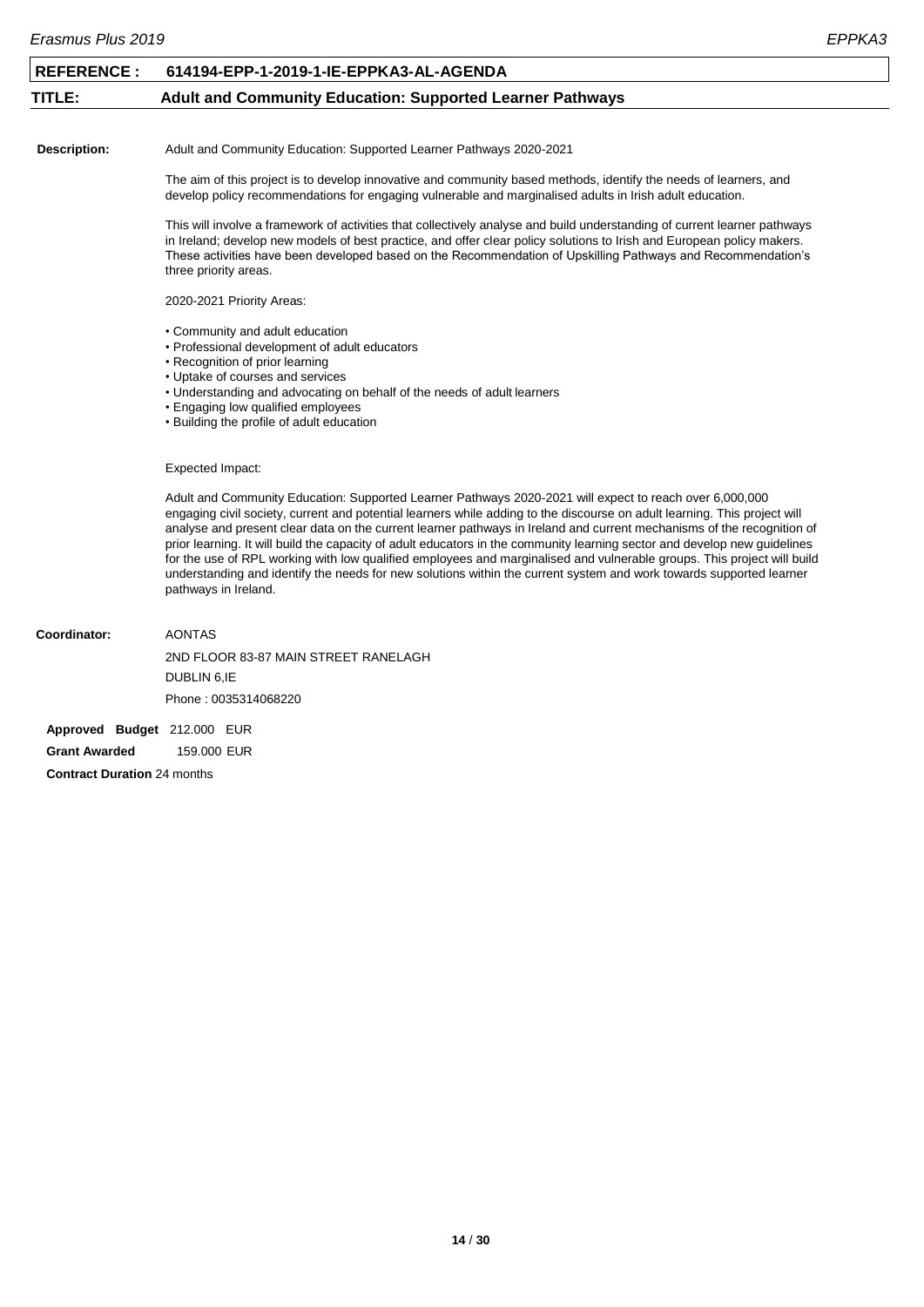| **REFERENCE :** | **614194-EPP-1-2019-1-IE-EPPKA3-AL-AGENDA** |
|---|---|
| **TITLE:** | **Adult and Community Education: Supported Learner Pathways** |

**Description:**

Adult and Community Education: Supported Learner Pathways 2020-2021

The aim of this project is to develop innovative and community based methods, identify the needs of learners, and develop policy recommendations for engaging vulnerable and marginalised adults in Irish adult education.

This will involve a framework of activities that collectively analyse and build understanding of current learner pathways in Ireland; develop new models of best practice, and offer clear policy solutions to Irish and European policy makers. These activities have been developed based on the Recommendation of Upskilling Pathways and Recommendation's three priority areas.

2020-2021 Priority Areas:

- Community and adult education
- Professional development of adult educators
- Recognition of prior learning
- Uptake of courses and services
- Understanding and advocating on behalf of the needs of adult learners
- Engaging low qualified employees
- Building the profile of adult education

Expected Impact:

Adult and Community Education: Supported Learner Pathways 2020-2021 will expect to reach over 6,000,000 engaging civil society, current and potential learners while adding to the discourse on adult learning. This project will analyse and present clear data on the current learner pathways in Ireland and current mechanisms of the recognition of prior learning. It will build the capacity of adult educators in the community learning sector and develop new guidelines for the use of RPL working with low qualified employees and marginalised and vulnerable groups. This project will build understanding and identify the needs for new solutions within the current system and work towards supported learner pathways in Ireland.

**Coordinator:**

AONTAS
2ND FLOOR 83-87 MAIN STREET RANELAGH
DUBLIN 6,IE
Phone : 0035314068220

**Approved Budget** 212.000 EUR

**Grant Awarded** 159.000 EUR

**Contract Duration** 24 months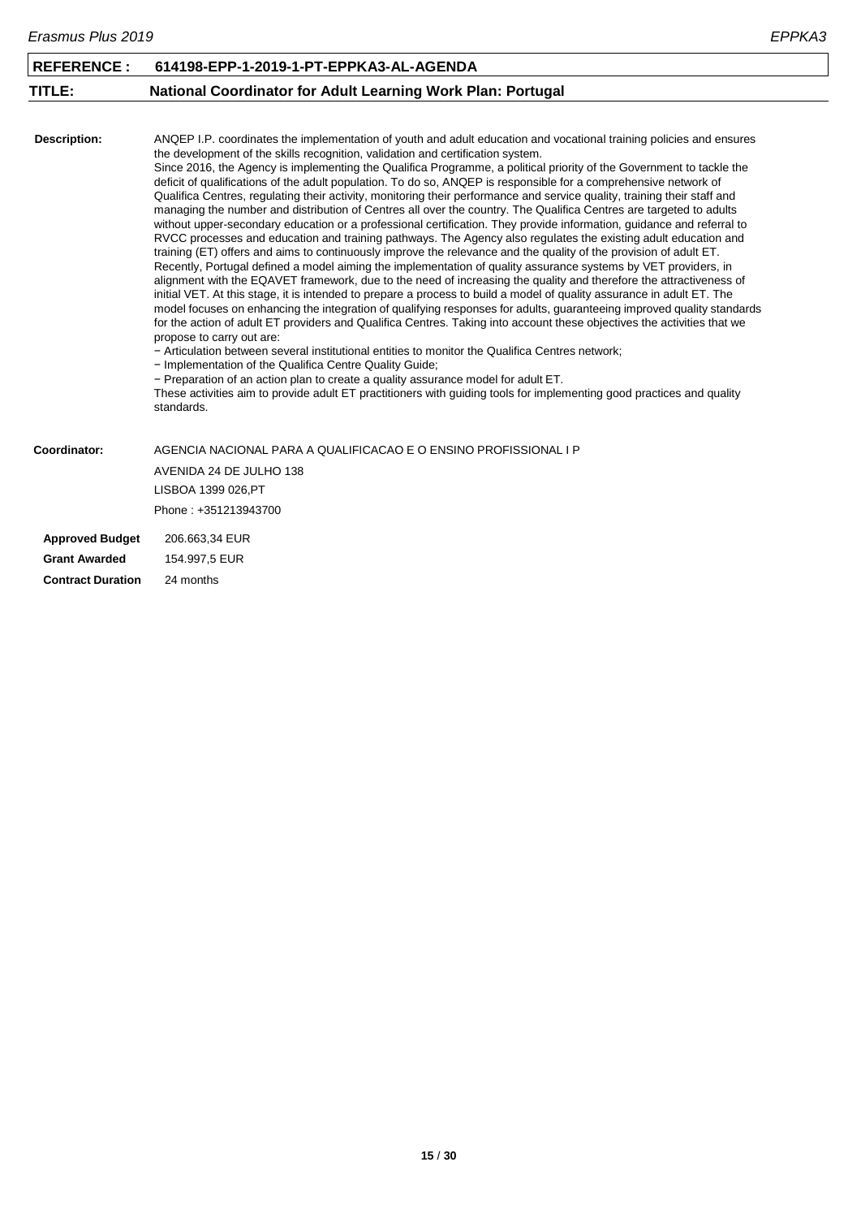| **REFERENCE :** | **614198-EPP-1-2019-1-PT-EPPKA3-AL-AGENDA** |
|---|---|
| **TITLE:** | **National Coordinator for Adult Learning Work Plan: Portugal** |

**Description:**

ANQEP I.P. coordinates the implementation of youth and adult education and vocational training policies and ensures the development of the skills recognition, validation and certification system.
Since 2016, the Agency is implementing the Qualifica Programme, a political priority of the Government to tackle the deficit of qualifications of the adult population. To do so, ANQEP is responsible for a comprehensive network of Qualifica Centres, regulating their activity, monitoring their performance and service quality, training their staff and managing the number and distribution of Centres all over the country. The Qualifica Centres are targeted to adults without upper-secondary education or a professional certification. They provide information, guidance and referral to RVCC processes and education and training pathways. The Agency also regulates the existing adult education and training (ET) offers and aims to continuously improve the relevance and the quality of the provision of adult ET.
Recently, Portugal defined a model aiming the implementation of quality assurance systems by VET providers, in alignment with the EQAVET framework, due to the need of increasing the quality and therefore the attractiveness of initial VET. At this stage, it is intended to prepare a process to build a model of quality assurance in adult ET. The model focuses on enhancing the integration of qualifying responses for adults, guaranteeing improved quality standards for the action of adult ET providers and Qualifica Centres. Taking into account these objectives the activities that we propose to carry out are:
− Articulation between several institutional entities to monitor the Qualifica Centres network;
− Implementation of the Qualifica Centre Quality Guide;
− Preparation of an action plan to create a quality assurance model for adult ET.
These activities aim to provide adult ET practitioners with guiding tools for implementing good practices and quality standards.

**Coordinator:**

AGENCIA NACIONAL PARA A QUALIFICACAO E O ENSINO PROFISSIONAL I P
AVENIDA 24 DE JULHO 138
LISBOA 1399 026,PT
Phone : +351213943700

| | |
|---|---|
| **Approved Budget** | 206.663,34 EUR |
| **Grant Awarded** | 154.997,5 EUR |
| **Contract Duration** | 24 months |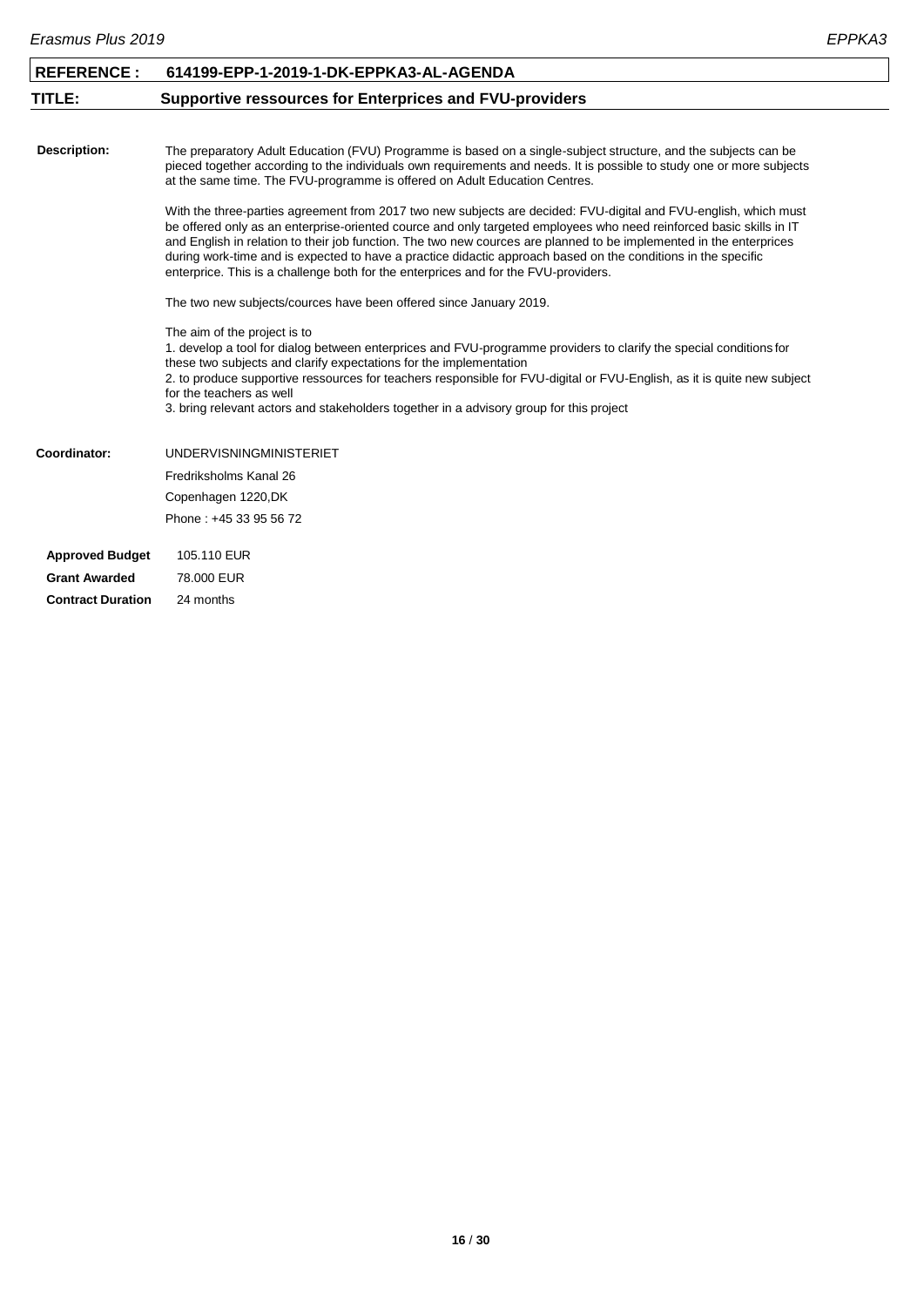**REFERENCE :** **614199-EPP-1-2019-1-DK-EPPKA3-AL-AGENDA**

**TITLE:** **Supportive ressources for Enterprices and FVU-providers**

**Description:**

The preparatory Adult Education (FVU) Programme is based on a single-subject structure, and the subjects can be pieced together according to the individuals own requirements and needs. It is possible to study one or more subjects at the same time. The FVU-programme is offered on Adult Education Centres.

With the three-parties agreement from 2017 two new subjects are decided: FVU-digital and FVU-english, which must be offered only as an enterprise-oriented cource and only targeted employees who need reinforced basic skills in IT and English in relation to their job function. The two new cources are planned to be implemented in the enterprices during work-time and is expected to have a practice didactic approach based on the conditions in the specific enterprice. This is a challenge both for the enterprices and for the FVU-providers.

The two new subjects/cources have been offered since January 2019.

The aim of the project is to
1. develop a tool for dialog between enterprices and FVU-programme providers to clarify the special conditions for these two subjects and clarify expectations for the implementation
2. to produce supportive ressources for teachers responsible for FVU-digital or FVU-English, as it is quite new subject for the teachers as well
3. bring relevant actors and stakeholders together in a advisory group for this project

**Coordinator:**

UNDERVISNINGMINISTERIET
Fredriksholms Kanal 26
Copenhagen 1220,DK
Phone : +45 33 95 56 72

**Approved Budget** 105.110 EUR
**Grant Awarded** 78.000 EUR
**Contract Duration** 24 months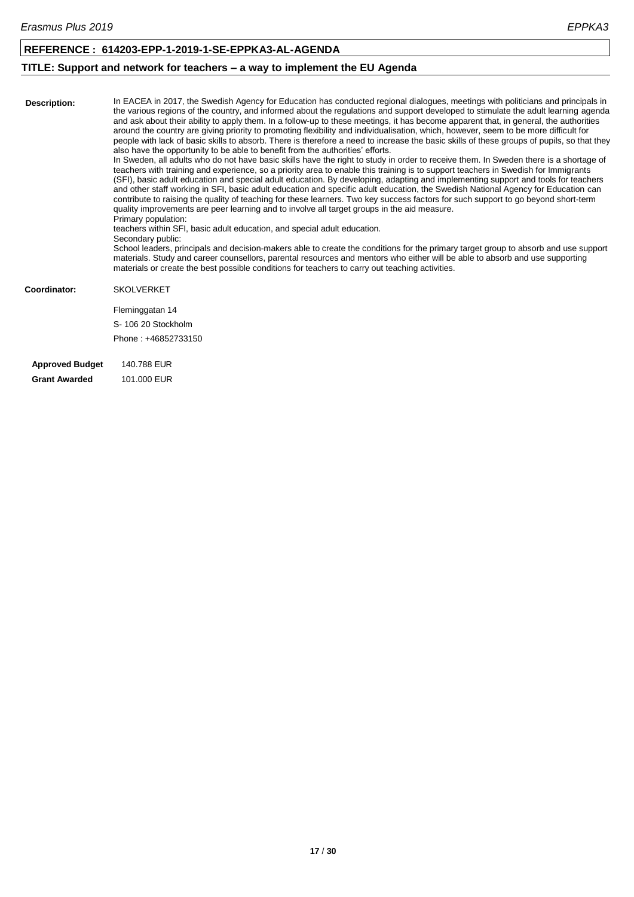**REFERENCE : 614203-EPP-1-2019-1-SE-EPPKA3-AL-AGENDA**

**TITLE: Support and network for teachers – a way to implement the EU Agenda**

**Description:** In EACEA in 2017, the Swedish Agency for Education has conducted regional dialogues, meetings with politicians and principals in the various regions of the country, and informed about the regulations and support developed to stimulate the adult learning agenda and ask about their ability to apply them. In a follow-up to these meetings, it has become apparent that, in general, the authorities around the country are giving priority to promoting flexibility and individualisation, which, however, seem to be more difficult for people with lack of basic skills to absorb. There is therefore a need to increase the basic skills of these groups of pupils, so that they also have the opportunity to be able to benefit from the authorities' efforts.
In Sweden, all adults who do not have basic skills have the right to study in order to receive them. In Sweden there is a shortage of teachers with training and experience, so a priority area to enable this training is to support teachers in Swedish for Immigrants (SFI), basic adult education and special adult education. By developing, adapting and implementing support and tools for teachers and other staff working in SFI, basic adult education and specific adult education, the Swedish National Agency for Education can contribute to raising the quality of teaching for these learners. Two key success factors for such support to go beyond short-term quality improvements are peer learning and to involve all target groups in the aid measure.
Primary population:
teachers within SFI, basic adult education, and special adult education.
Secondary public:
School leaders, principals and decision-makers able to create the conditions for the primary target group to absorb and use support materials. Study and career counsellors, parental resources and mentors who either will be able to absorb and use supporting materials or create the best possible conditions for teachers to carry out teaching activities.

**Coordinator:** SKOLVERKET

Fleminggatan 14
S- 106 20 Stockholm
Phone : +46852733150

**Approved Budget** 140.788 EUR

**Grant Awarded** 101.000 EUR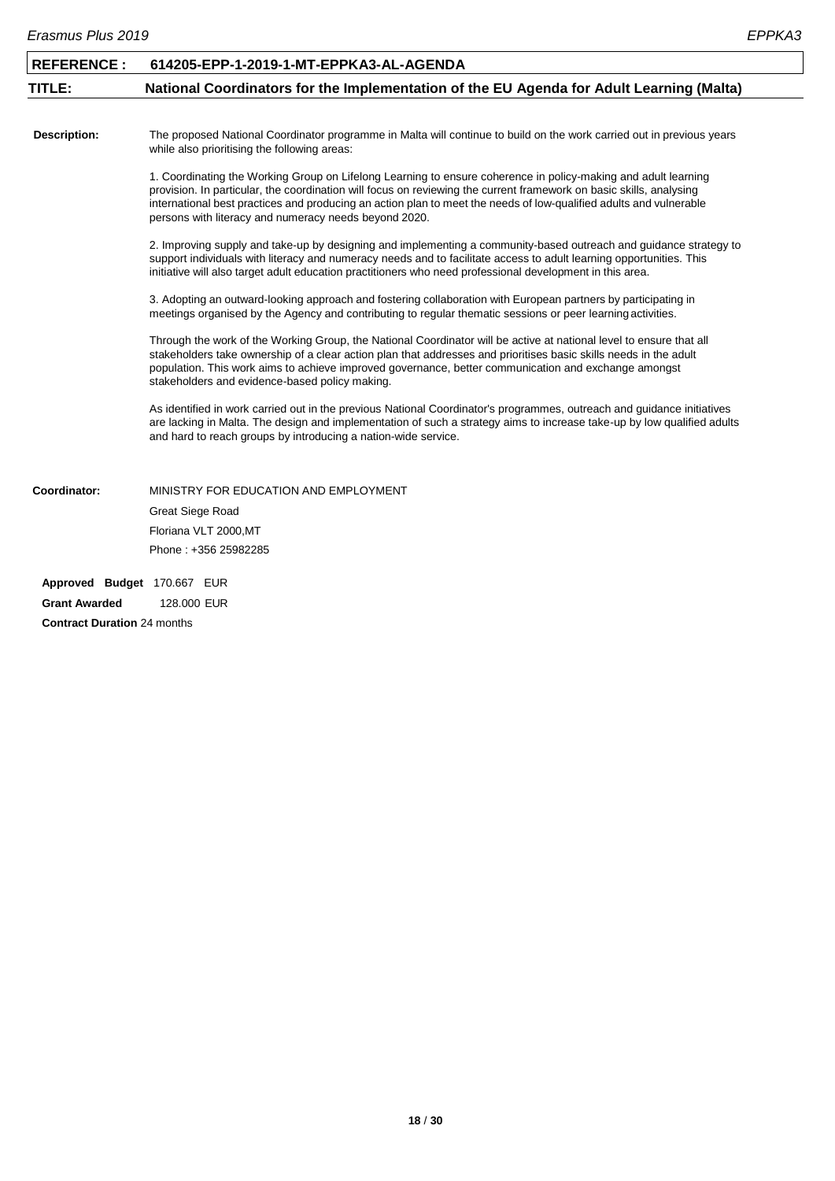| REFERENCE : | 614205-EPP-1-2019-1-MT-EPPKA3-AL-AGENDA |
| --- | --- |
| **TITLE:** | **National Coordinators for the Implementation of the EU Agenda for Adult Learning (Malta)** |

**Description:**

The proposed National Coordinator programme in Malta will continue to build on the work carried out in previous years while also prioritising the following areas:

1. Coordinating the Working Group on Lifelong Learning to ensure coherence in policy-making and adult learning provision. In particular, the coordination will focus on reviewing the current framework on basic skills, analysing international best practices and producing an action plan to meet the needs of low-qualified adults and vulnerable persons with literacy and numeracy needs beyond 2020.

2. Improving supply and take-up by designing and implementing a community-based outreach and guidance strategy to support individuals with literacy and numeracy needs and to facilitate access to adult learning opportunities. This initiative will also target adult education practitioners who need professional development in this area.

3. Adopting an outward-looking approach and fostering collaboration with European partners by participating in meetings organised by the Agency and contributing to regular thematic sessions or peer learning activities.

Through the work of the Working Group, the National Coordinator will be active at national level to ensure that all stakeholders take ownership of a clear action plan that addresses and prioritises basic skills needs in the adult population. This work aims to achieve improved governance, better communication and exchange amongst stakeholders and evidence-based policy making.

As identified in work carried out in the previous National Coordinator's programmes, outreach and guidance initiatives are lacking in Malta. The design and implementation of such a strategy aims to increase take-up by low qualified adults and hard to reach groups by introducing a nation-wide service.

**Coordinator:**

MINISTRY FOR EDUCATION AND EMPLOYMENT
Great Siege Road
Floriana VLT 2000,MT
Phone : +356 25982285

**Approved Budget** 170.667 EUR

**Grant Awarded** 128.000 EUR

**Contract Duration** 24 months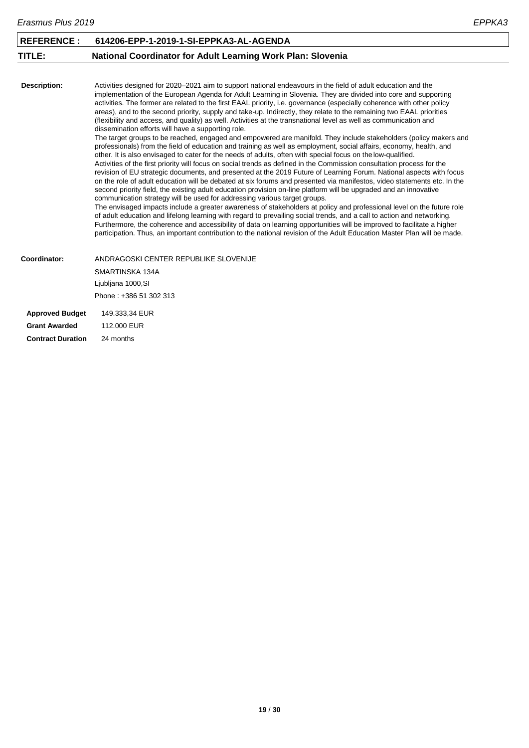**REFERENCE :** **614206-EPP-1-2019-1-SI-EPPKA3-AL-AGENDA**

**TITLE:** **National Coordinator for Adult Learning Work Plan: Slovenia**

**Description:**

Activities designed for 2020–2021 aim to support national endeavours in the field of adult education and the implementation of the European Agenda for Adult Learning in Slovenia. They are divided into core and supporting activities. The former are related to the first EAAL priority, i.e. governance (especially coherence with other policy areas), and to the second priority, supply and take-up. Indirectly, they relate to the remaining two EAAL priorities (flexibility and access, and quality) as well. Activities at the transnational level as well as communication and dissemination efforts will have a supporting role.

The target groups to be reached, engaged and empowered are manifold. They include stakeholders (policy makers and professionals) from the field of education and training as well as employment, social affairs, economy, health, and other. It is also envisaged to cater for the needs of adults, often with special focus on the low-qualified.

Activities of the first priority will focus on social trends as defined in the Commission consultation process for the revision of EU strategic documents, and presented at the 2019 Future of Learning Forum. National aspects with focus on the role of adult education will be debated at six forums and presented via manifestos, video statements etc. In the second priority field, the existing adult education provision on-line platform will be upgraded and an innovative communication strategy will be used for addressing various target groups.

The envisaged impacts include a greater awareness of stakeholders at policy and professional level on the future role of adult education and lifelong learning with regard to prevailing social trends, and a call to action and networking. Furthermore, the coherence and accessibility of data on learning opportunities will be improved to facilitate a higher participation. Thus, an important contribution to the national revision of the Adult Education Master Plan will be made.

**Coordinator:**

ANDRAGOSKI CENTER REPUBLIKE SLOVENIJE
SMARTINSKA 134A
Ljubljana 1000,SI
Phone : +386 51 302 313

**Approved Budget** 149.333,34 EUR

**Grant Awarded** 112.000 EUR

**Contract Duration** 24 months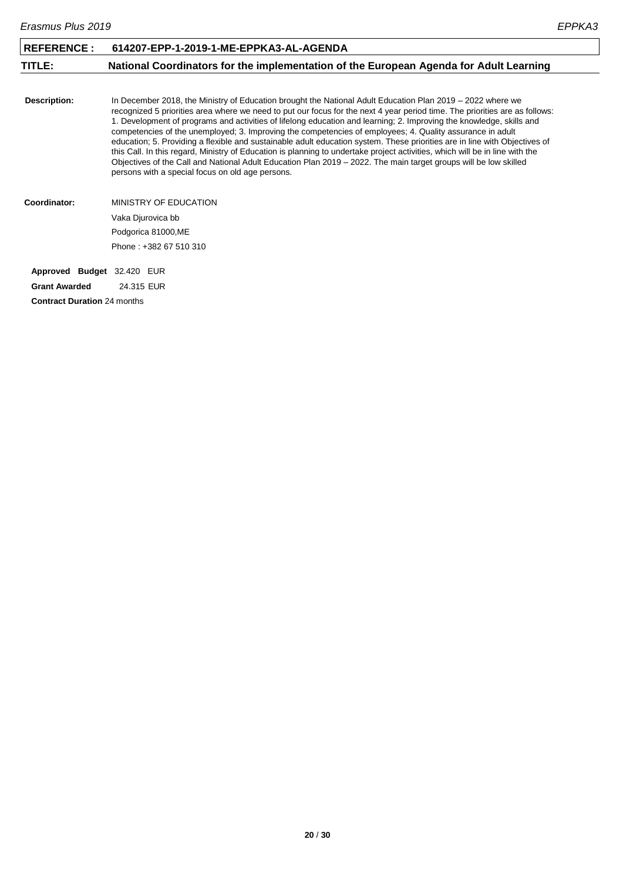| REFERENCE : | 614207-EPP-1-2019-1-ME-EPPKA3-AL-AGENDA |
| --- | --- |
| **TITLE:** | **National Coordinators for the implementation of the European Agenda for Adult Learning** |

**Description:** In December 2018, the Ministry of Education brought the National Adult Education Plan 2019 – 2022 where we recognized 5 priorities area where we need to put our focus for the next 4 year period time. The priorities are as follows: 1. Development of programs and activities of lifelong education and learning; 2. Improving the knowledge, skills and competencies of the unemployed; 3. Improving the competencies of employees; 4. Quality assurance in adult education; 5. Providing a flexible and sustainable adult education system. These priorities are in line with Objectives of this Call. In this regard, Ministry of Education is planning to undertake project activities, which will be in line with the Objectives of the Call and National Adult Education Plan 2019 – 2022. The main target groups will be low skilled persons with a special focus on old age persons.

**Coordinator:** MINISTRY OF EDUCATION
Vaka Djurovica bb
Podgorica 81000,ME
Phone : +382 67 510 310

**Approved Budget** 32.420 EUR

**Grant Awarded** 24.315 EUR

**Contract Duration** 24 months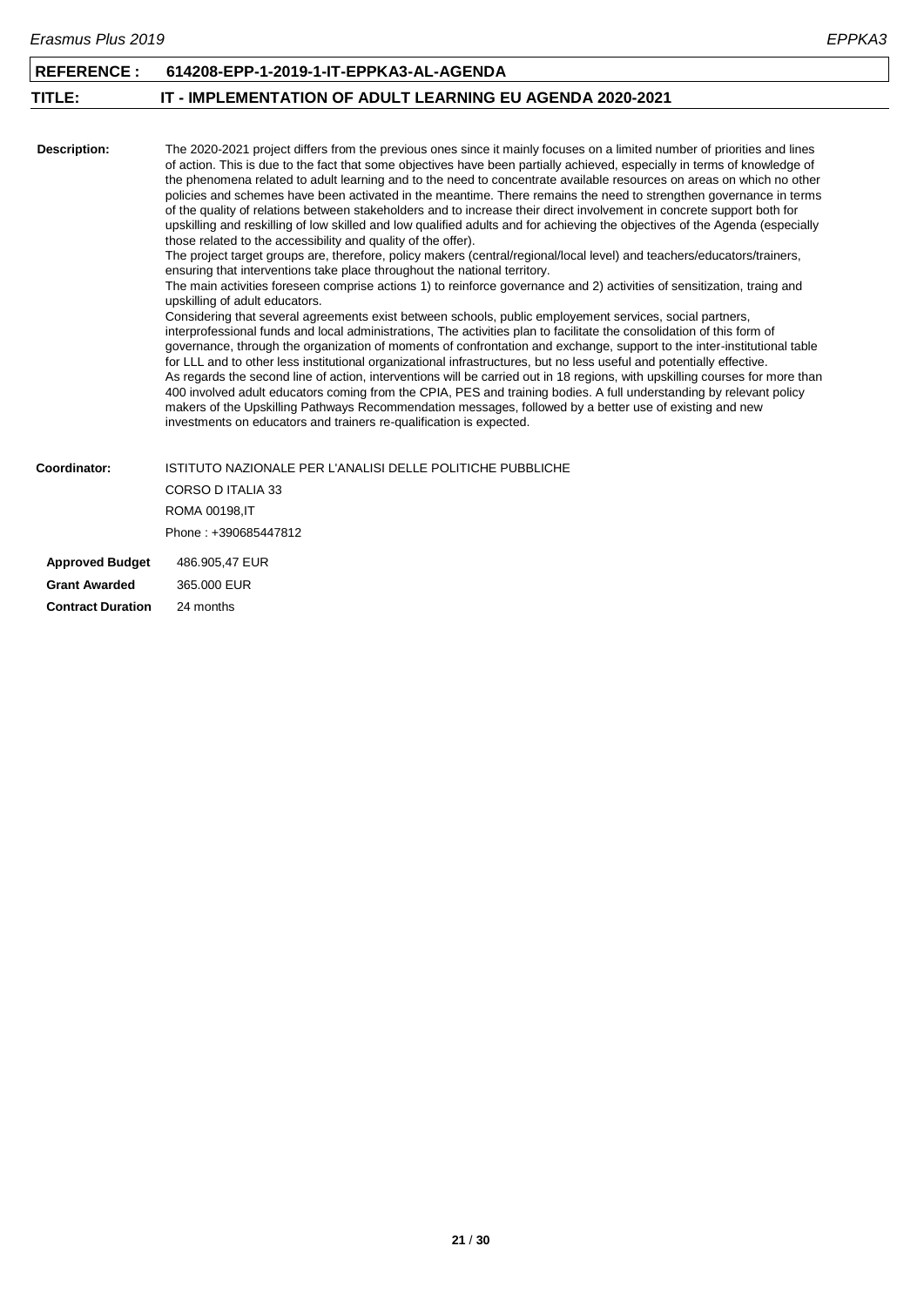**REFERENCE :** **614208-EPP-1-2019-1-IT-EPPKA3-AL-AGENDA**

**TITLE:** **IT - IMPLEMENTATION OF ADULT LEARNING EU AGENDA 2020-2021**

**Description:**

The 2020-2021 project differs from the previous ones since it mainly focuses on a limited number of priorities and lines of action. This is due to the fact that some objectives have been partially achieved, especially in terms of knowledge of the phenomena related to adult learning and to the need to concentrate available resources on areas on which no other policies and schemes have been activated in the meantime. There remains the need to strengthen governance in terms of the quality of relations between stakeholders and to increase their direct involvement in concrete support both for upskilling and reskilling of low skilled and low qualified adults and for achieving the objectives of the Agenda (especially those related to the accessibility and quality of the offer).
The project target groups are, therefore, policy makers (central/regional/local level) and teachers/educators/trainers, ensuring that interventions take place throughout the national territory.
The main activities foreseen comprise actions 1) to reinforce governance and 2) activities of sensitization, traing and upskilling of adult educators.
Considering that several agreements exist between schools, public employement services, social partners, interprofessional funds and local administrations, The activities plan to facilitate the consolidation of this form of governance, through the organization of moments of confrontation and exchange, support to the inter-institutional table for LLL and to other less institutional organizational infrastructures, but no less useful and potentially effective.
As regards the second line of action, interventions will be carried out in 18 regions, with upskilling courses for more than 400 involved adult educators coming from the CPIA, PES and training bodies. A full understanding by relevant policy makers of the Upskilling Pathways Recommendation messages, followed by a better use of existing and new investments on educators and trainers re-qualification is expected.

**Coordinator:**

ISTITUTO NAZIONALE PER L'ANALISI DELLE POLITICHE PUBBLICHE
CORSO D ITALIA 33
ROMA 00198,IT
Phone : +390685447812

**Approved Budget** 486.905,47 EUR

**Grant Awarded** 365.000 EUR

**Contract Duration** 24 months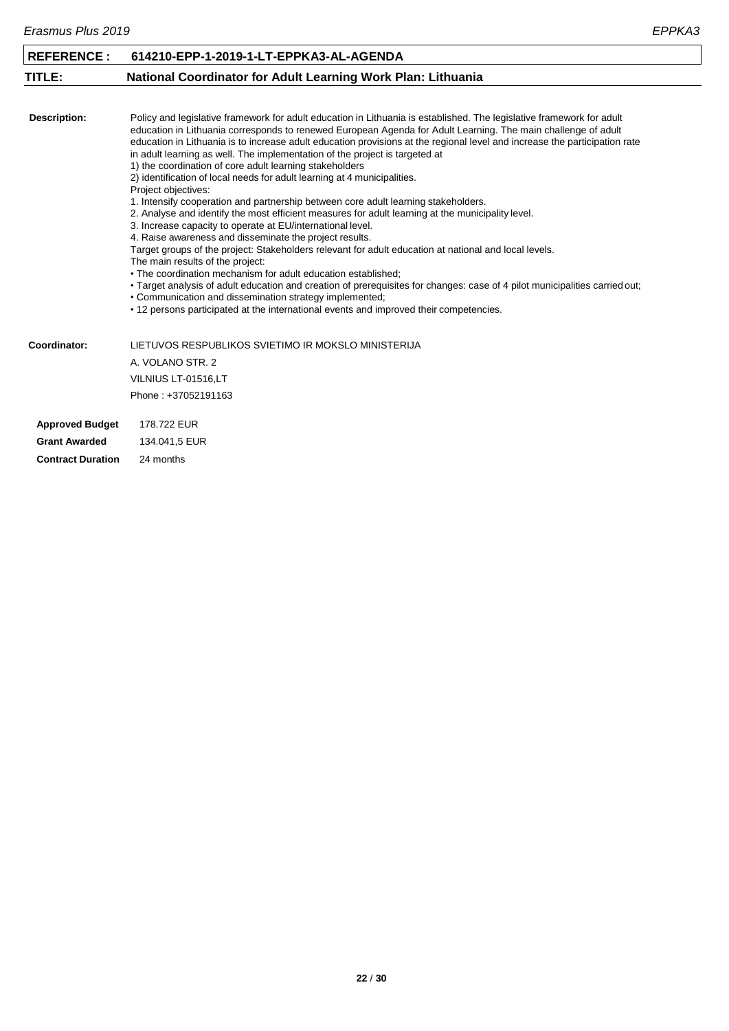| **REFERENCE :** | **614210-EPP-1-2019-1-LT-EPPKA3-AL-AGENDA** |
|---|---|
| **TITLE:** | **National Coordinator for Adult Learning Work Plan: Lithuania** |

**Description:**

Policy and legislative framework for adult education in Lithuania is established. The legislative framework for adult education in Lithuania corresponds to renewed European Agenda for Adult Learning. The main challenge of adult education in Lithuania is to increase adult education provisions at the regional level and increase the participation rate in adult learning as well. The implementation of the project is targeted at
1) the coordination of core adult learning stakeholders
2) identification of local needs for adult learning at 4 municipalities.
Project objectives:
1. Intensify cooperation and partnership between core adult learning stakeholders.
2. Analyse and identify the most efficient measures for adult learning at the municipality level.
3. Increase capacity to operate at EU/international level.
4. Raise awareness and disseminate the project results.
Target groups of the project: Stakeholders relevant for adult education at national and local levels.
The main results of the project:
• The coordination mechanism for adult education established;
• Target analysis of adult education and creation of prerequisites for changes: case of 4 pilot municipalities carried out;
• Communication and dissemination strategy implemented;
• 12 persons participated at the international events and improved their competencies.

**Coordinator:**

LIETUVOS RESPUBLIKOS SVIETIMO IR MOKSLO MINISTERIJA
A. VOLANO STR. 2
VILNIUS LT-01516,LT
Phone : +37052191163

| | |
|---|---|
| **Approved Budget** | 178.722 EUR |
| **Grant Awarded** | 134.041,5 EUR |
| **Contract Duration** | 24 months |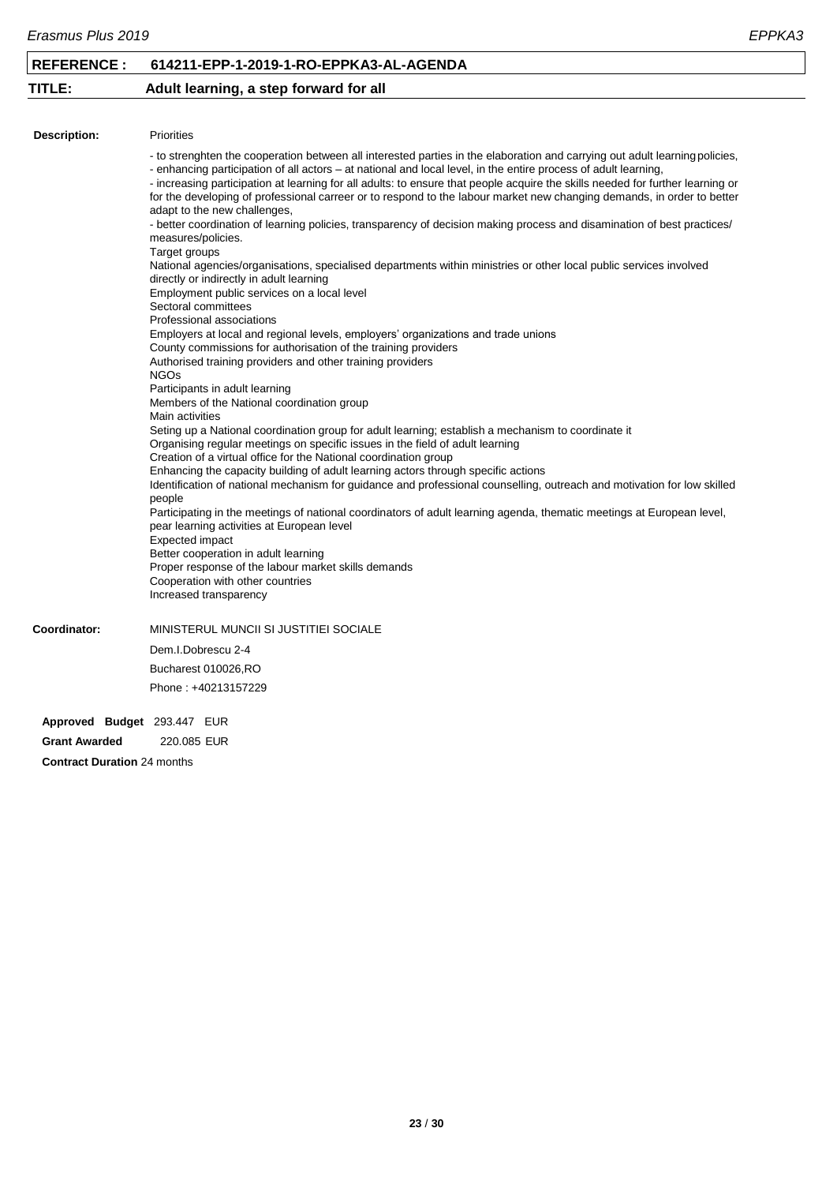**REFERENCE :** **614211-EPP-1-2019-1-RO-EPPKA3-AL-AGENDA**

**TITLE:** **Adult learning, a step forward for all**

**Description:**

Priorities

- to strenghten the cooperation between all interested parties in the elaboration and carrying out adult learning policies,
- enhancing participation of all actors – at national and local level, in the entire process of adult learning,
- increasing participation at learning for all adults: to ensure that people acquire the skills needed for further learning or for the developing of professional carreer or to respond to the labour market new changing demands, in order to better adapt to the new challenges,
- better coordination of learning policies, transparency of decision making process and disamination of best practices/ measures/policies.

Target groups

National agencies/organisations, specialised departments within ministries or other local public services involved directly or indirectly in adult learning
Employment public services on a local level
Sectoral committees
Professional associations
Employers at local and regional levels, employers' organizations and trade unions
County commissions for authorisation of the training providers
Authorised training providers and other training providers
NGOs
Participants in adult learning
Members of the National coordination group

Main activities

Seting up a National coordination group for adult learning; establish a mechanism to coordinate it
Organising regular meetings on specific issues in the field of adult learning
Creation of a virtual office for the National coordination group
Enhancing the capacity building of adult learning actors through specific actions
Identification of national mechanism for guidance and professional counselling, outreach and motivation for low skilled people
Participating in the meetings of national coordinators of adult learning agenda, thematic meetings at European level, pear learning activities at European level

Expected impact

Better cooperation in adult learning
Proper response of the labour market skills demands
Cooperation with other countries
Increased transparency

**Coordinator:**

MINISTERUL MUNCII SI JUSTITIEI SOCIALE
Dem.I.Dobrescu 2-4
Bucharest 010026,RO
Phone : +40213157229

**Approved Budget** 293.447 EUR

**Grant Awarded** 220.085 EUR

**Contract Duration** 24 months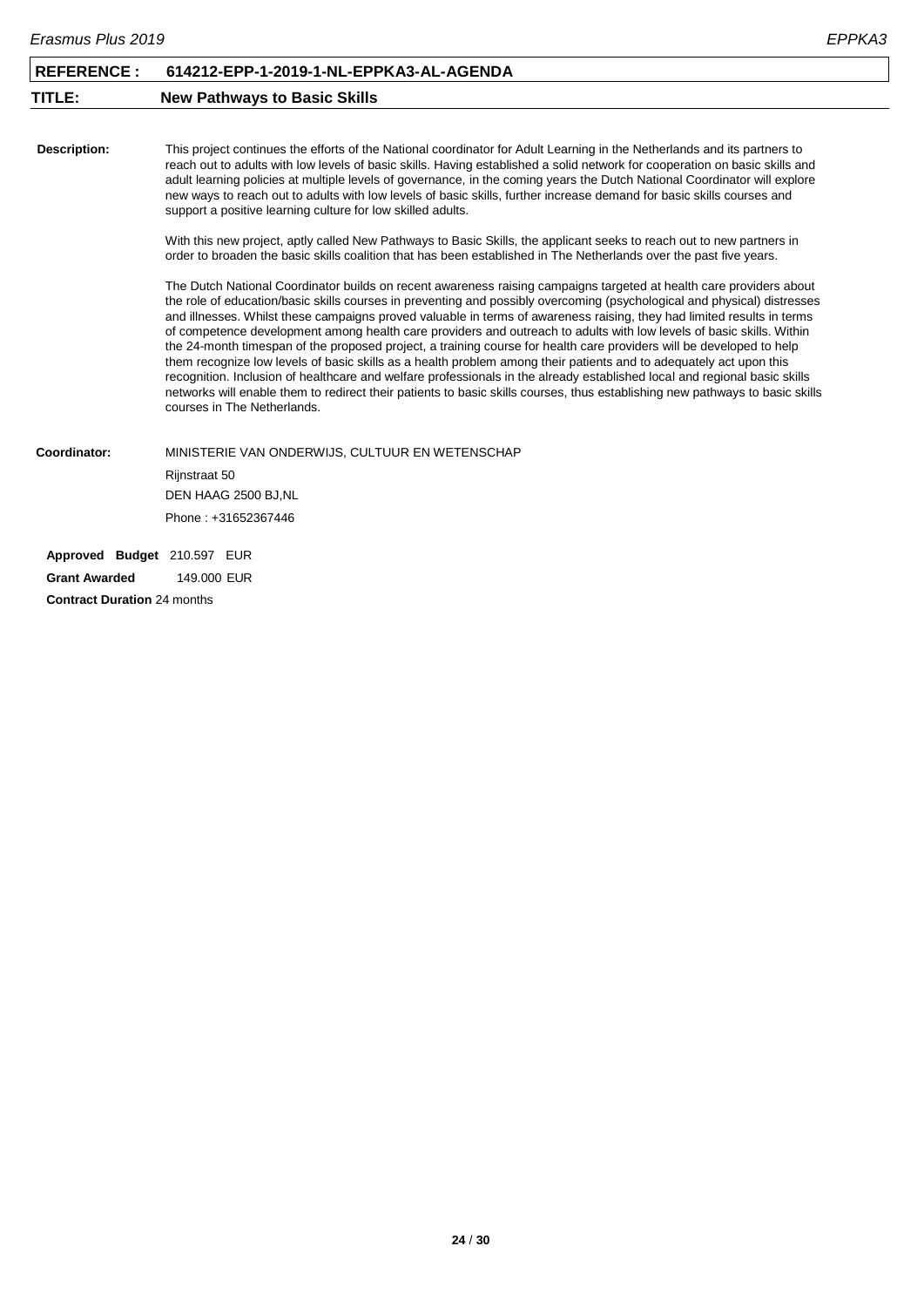| **REFERENCE :** | **614212-EPP-1-2019-1-NL-EPPKA3-AL-AGENDA** |
|---|---|
| **TITLE:** | **New Pathways to Basic Skills** |

**Description:**

This project continues the efforts of the National coordinator for Adult Learning in the Netherlands and its partners to reach out to adults with low levels of basic skills. Having established a solid network for cooperation on basic skills and adult learning policies at multiple levels of governance, in the coming years the Dutch National Coordinator will explore new ways to reach out to adults with low levels of basic skills, further increase demand for basic skills courses and support a positive learning culture for low skilled adults.

With this new project, aptly called New Pathways to Basic Skills, the applicant seeks to reach out to new partners in order to broaden the basic skills coalition that has been established in The Netherlands over the past five years.

The Dutch National Coordinator builds on recent awareness raising campaigns targeted at health care providers about the role of education/basic skills courses in preventing and possibly overcoming (psychological and physical) distresses and illnesses. Whilst these campaigns proved valuable in terms of awareness raising, they had limited results in terms of competence development among health care providers and outreach to adults with low levels of basic skills. Within the 24-month timespan of the proposed project, a training course for health care providers will be developed to help them recognize low levels of basic skills as a health problem among their patients and to adequately act upon this recognition. Inclusion of healthcare and welfare professionals in the already established local and regional basic skills networks will enable them to redirect their patients to basic skills courses, thus establishing new pathways to basic skills courses in The Netherlands.

**Coordinator:**

MINISTERIE VAN ONDERWIJS, CULTUUR EN WETENSCHAP
Rijnstraat 50
DEN HAAG 2500 BJ,NL
Phone : +31652367446

**Approved Budget** 210.597 EUR

**Grant Awarded** 149.000 EUR

**Contract Duration** 24 months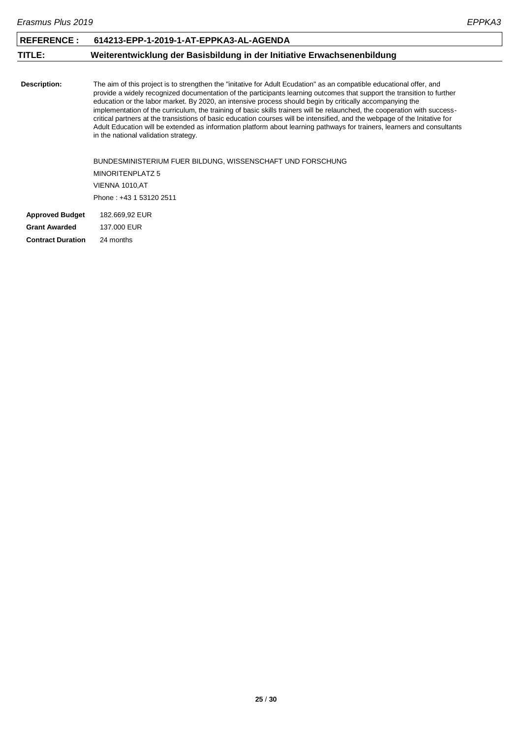| **REFERENCE :** | **614213-EPP-1-2019-1-AT-EPPKA3-AL-AGENDA** |
|---|---|
| **TITLE:** | **Weiterentwicklung der Basisbildung in der Initiative Erwachsenenbildung** |

**Description:** The aim of this project is to strengthen the "initative for Adult Ecudation" as an compatible educational offer, and provide a widely recognized documentation of the participants learning outcomes that support the transition to further education or the labor market. By 2020, an intensive process should begin by critically accompanying the implementation of the curriculum, the training of basic skills trainers will be relaunched, the cooperation with success-critical partners at the transistions of basic education courses will be intensified, and the webpage of the Initative for Adult Education will be extended as information platform about learning pathways for trainers, learners and consultants in the national validation strategy.

BUNDESMINISTERIUM FUER BILDUNG, WISSENSCHAFT UND FORSCHUNG
MINORITENPLATZ 5
VIENNA 1010,AT
Phone : +43 1 53120 2511

| | |
|---|---|
| **Approved Budget** | 182.669,92 EUR |
| **Grant Awarded** | 137.000 EUR |
| **Contract Duration** | 24 months |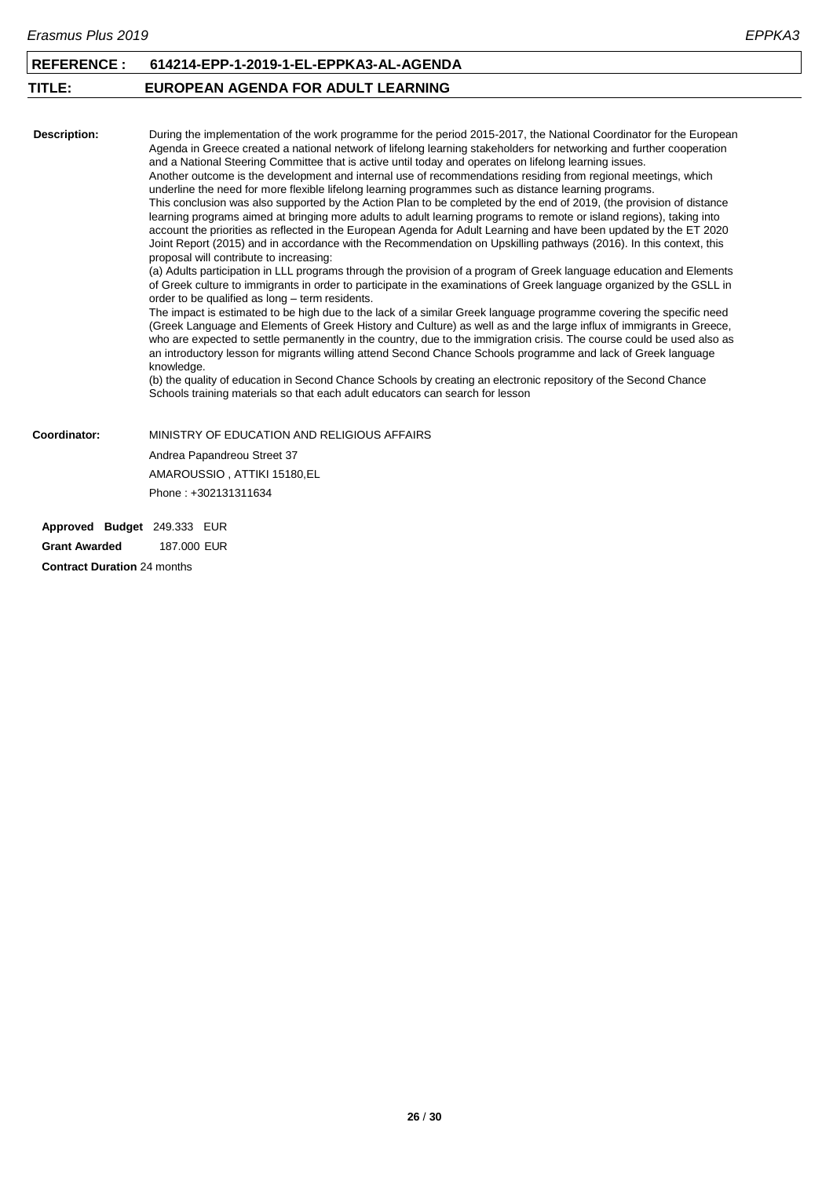**REFERENCE :** **614214-EPP-1-2019-1-EL-EPPKA3-AL-AGENDA**

**TITLE:** **EUROPEAN AGENDA FOR ADULT LEARNING**

**Description:** During the implementation of the work programme for the period 2015-2017, the National Coordinator for the European Agenda in Greece created a national network of lifelong learning stakeholders for networking and further cooperation and a National Steering Committee that is active until today and operates on lifelong learning issues.
Another outcome is the development and internal use of recommendations residing from regional meetings, which underline the need for more flexible lifelong learning programmes such as distance learning programs.
This conclusion was also supported by the Action Plan to be completed by the end of 2019, (the provision of distance learning programs aimed at bringing more adults to adult learning programs to remote or island regions), taking into account the priorities as reflected in the European Agenda for Adult Learning and have been updated by the ET 2020 Joint Report (2015) and in accordance with the Recommendation on Upskilling pathways (2016). In this context, this proposal will contribute to increasing:
(a) Adults participation in LLL programs through the provision of a program of Greek language education and Elements of Greek culture to immigrants in order to participate in the examinations of Greek language organized by the GSLL in order to be qualified as long – term residents.
The impact is estimated to be high due to the lack of a similar Greek language programme covering the specific need (Greek Language and Elements of Greek History and Culture) as well as and the large influx of immigrants in Greece, who are expected to settle permanently in the country, due to the immigration crisis. The course could be used also as an introductory lesson for migrants willing attend Second Chance Schools programme and lack of Greek language knowledge.
(b) the quality of education in Second Chance Schools by creating an electronic repository of the Second Chance Schools training materials so that each adult educators can search for lesson

**Coordinator:** MINISTRY OF EDUCATION AND RELIGIOUS AFFAIRS
Andrea Papandreou Street 37
AMAROUSSIO , ATTIKI 15180,EL
Phone : +302131311634

**Approved Budget** 249.333 EUR

**Grant Awarded** 187.000 EUR

**Contract Duration** 24 months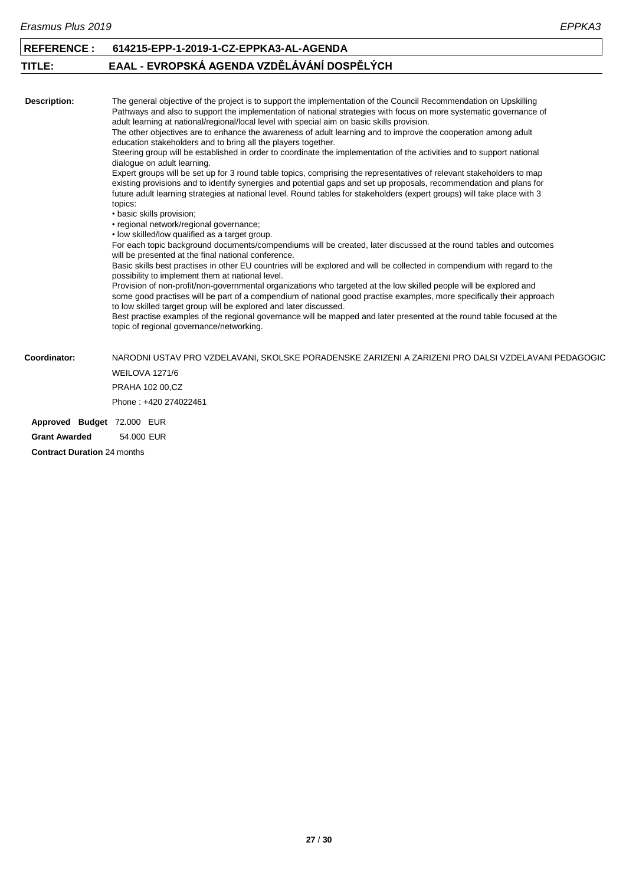| **REFERENCE :** | **614215-EPP-1-2019-1-CZ-EPPKA3-AL-AGENDA** |
|---|---|
| **TITLE:** | **EAAL - EVROPSKÁ AGENDA VZDĚLÁVÁNÍ DOSPĚLÝCH** |

**Description:**

The general objective of the project is to support the implementation of the Council Recommendation on Upskilling Pathways and also to support the implementation of national strategies with focus on more systematic governance of adult learning at national/regional/local level with special aim on basic skills provision.
The other objectives are to enhance the awareness of adult learning and to improve the cooperation among adult education stakeholders and to bring all the players together.
Steering group will be established in order to coordinate the implementation of the activities and to support national dialogue on adult learning.
Expert groups will be set up for 3 round table topics, comprising the representatives of relevant stakeholders to map existing provisions and to identify synergies and potential gaps and set up proposals, recommendation and plans for future adult learning strategies at national level. Round tables for stakeholders (expert groups) will take place with 3 topics:
• basic skills provision;
• regional network/regional governance;
• low skilled/low qualified as a target group.
For each topic background documents/compendiums will be created, later discussed at the round tables and outcomes will be presented at the final national conference.
Basic skills best practises in other EU countries will be explored and will be collected in compendium with regard to the possibility to implement them at national level.
Provision of non-profit/non-governmental organizations who targeted at the low skilled people will be explored and some good practises will be part of a compendium of national good practise examples, more specifically their approach to low skilled target group will be explored and later discussed.
Best practise examples of the regional governance will be mapped and later presented at the round table focused at the topic of regional governance/networking.

**Coordinator:** NARODNI USTAV PRO VZDELAVANI, SKOLSKE PORADENSKE ZARIZENI A ZARIZENI PRO DALSI VZDELAVANI PEDAGOGIC
WEILOVA 1271/6
PRAHA 102 00,CZ
Phone : +420 274022461

**Approved Budget** 72.000 EUR

**Grant Awarded** 54.000 EUR

**Contract Duration** 24 months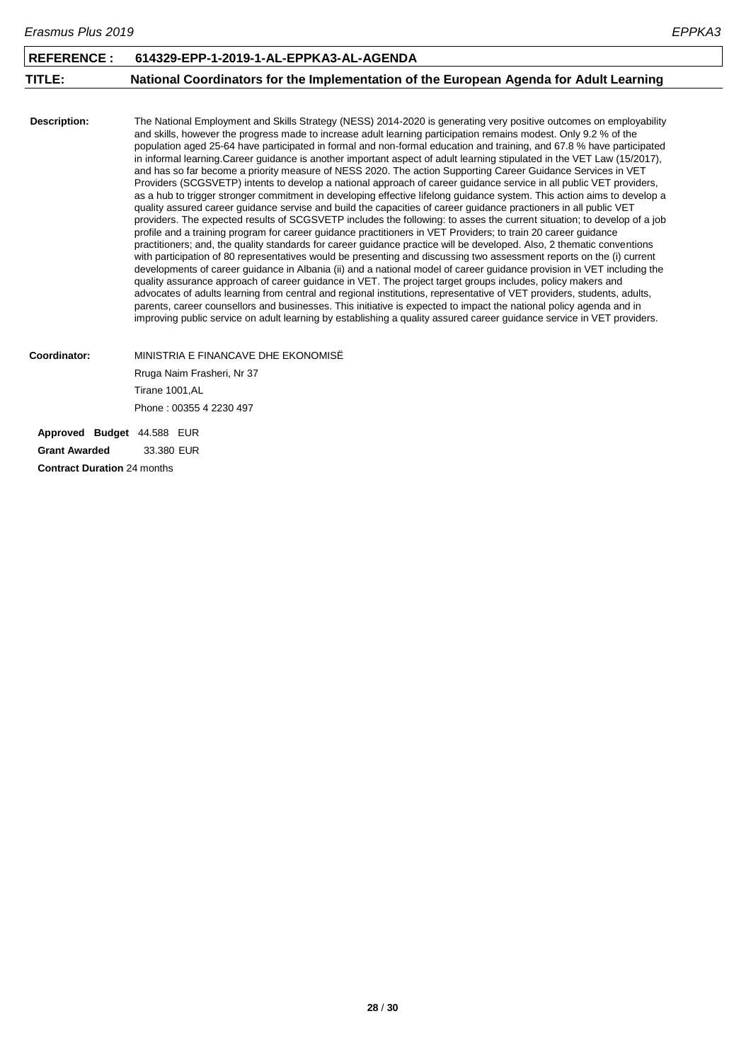**REFERENCE :** **614329-EPP-1-2019-1-AL-EPPKA3-AL-AGENDA**

**TITLE:** **National Coordinators for the Implementation of the European Agenda for Adult Learning**

**Description:** The National Employment and Skills Strategy (NESS) 2014-2020 is generating very positive outcomes on employability and skills, however the progress made to increase adult learning participation remains modest. Only 9.2 % of the population aged 25-64 have participated in formal and non-formal education and training, and 67.8 % have participated in informal learning.Career guidance is another important aspect of adult learning stipulated in the VET Law (15/2017), and has so far become a priority measure of NESS 2020. The action Supporting Career Guidance Services in VET Providers (SCGSVETP) intents to develop a national approach of career guidance service in all public VET providers, as a hub to trigger stronger commitment in developing effective lifelong guidance system. This action aims to develop a quality assured career guidance servise and build the capacities of career guidance practioners in all public VET providers. The expected results of SCGSVETP includes the following: to asses the current situation; to develop of a job profile and a training program for career guidance practitioners in VET Providers; to train 20 career guidance practitioners; and, the quality standards for career guidance practice will be developed. Also, 2 thematic conventions with participation of 80 representatives would be presenting and discussing two assessment reports on the (i) current developments of career guidance in Albania (ii) and a national model of career guidance provision in VET including the quality assurance approach of career guidance in VET. The project target groups includes, policy makers and advocates of adults learning from central and regional institutions, representative of VET providers, students, adults, parents, career counsellors and businesses. This initiative is expected to impact the national policy agenda and in improving public service on adult learning by establishing a quality assured career guidance service in VET providers.

**Coordinator:** MINISTRIA E FINANCAVE DHE EKONOMISË
Rruga Naim Frasheri, Nr 37
Tirane 1001,AL
Phone : 00355 4 2230 497

**Approved Budget** 44.588 EUR

**Grant Awarded** 33.380 EUR

**Contract Duration** 24 months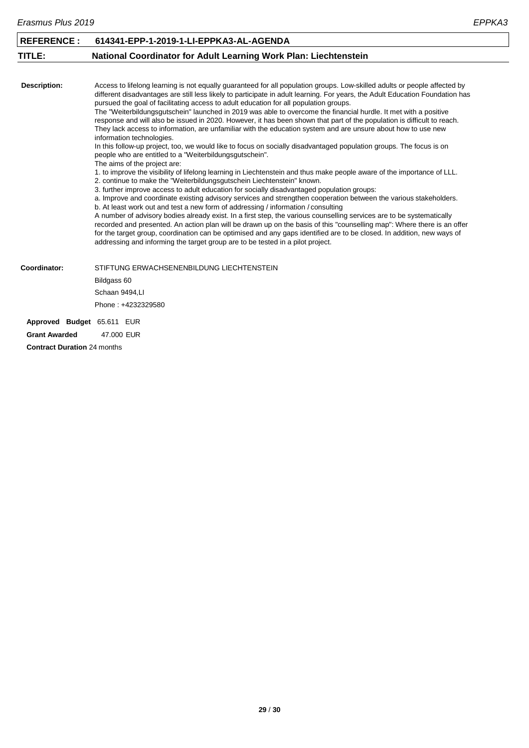| **REFERENCE :** | **614341-EPP-1-2019-1-LI-EPPKA3-AL-AGENDA** |
|---|---|
| **TITLE:** | **National Coordinator for Adult Learning Work Plan: Liechtenstein** |

**Description:**

Access to lifelong learning is not equally guaranteed for all population groups. Low-skilled adults or people affected by different disadvantages are still less likely to participate in adult learning. For years, the Adult Education Foundation has pursued the goal of facilitating access to adult education for all population groups.
The "Weiterbildungsgutschein" launched in 2019 was able to overcome the financial hurdle. It met with a positive response and will also be issued in 2020. However, it has been shown that part of the population is difficult to reach. They lack access to information, are unfamiliar with the education system and are unsure about how to use new information technologies.
In this follow-up project, too, we would like to focus on socially disadvantaged population groups. The focus is on people who are entitled to a "Weiterbildungsgutschein".
The aims of the project are:
1. to improve the visibility of lifelong learning in Liechtenstein and thus make people aware of the importance of LLL.
2. continue to make the "Weiterbildungsgutschein Liechtenstein" known.
3. further improve access to adult education for socially disadvantaged population groups:
a. Improve and coordinate existing advisory services and strengthen cooperation between the various stakeholders.
b. At least work out and test a new form of addressing / information / consulting
A number of advisory bodies already exist. In a first step, the various counselling services are to be systematically recorded and presented. An action plan will be drawn up on the basis of this "counselling map": Where there is an offer for the target group, coordination can be optimised and any gaps identified are to be closed. In addition, new ways of addressing and informing the target group are to be tested in a pilot project.

**Coordinator:**

STIFTUNG ERWACHSENENBILDUNG LIECHTENSTEIN
Bildgass 60
Schaan 9494,LI
Phone : +4232329580

**Approved Budget** 65.611 EUR

**Grant Awarded** 47.000 EUR

**Contract Duration** 24 months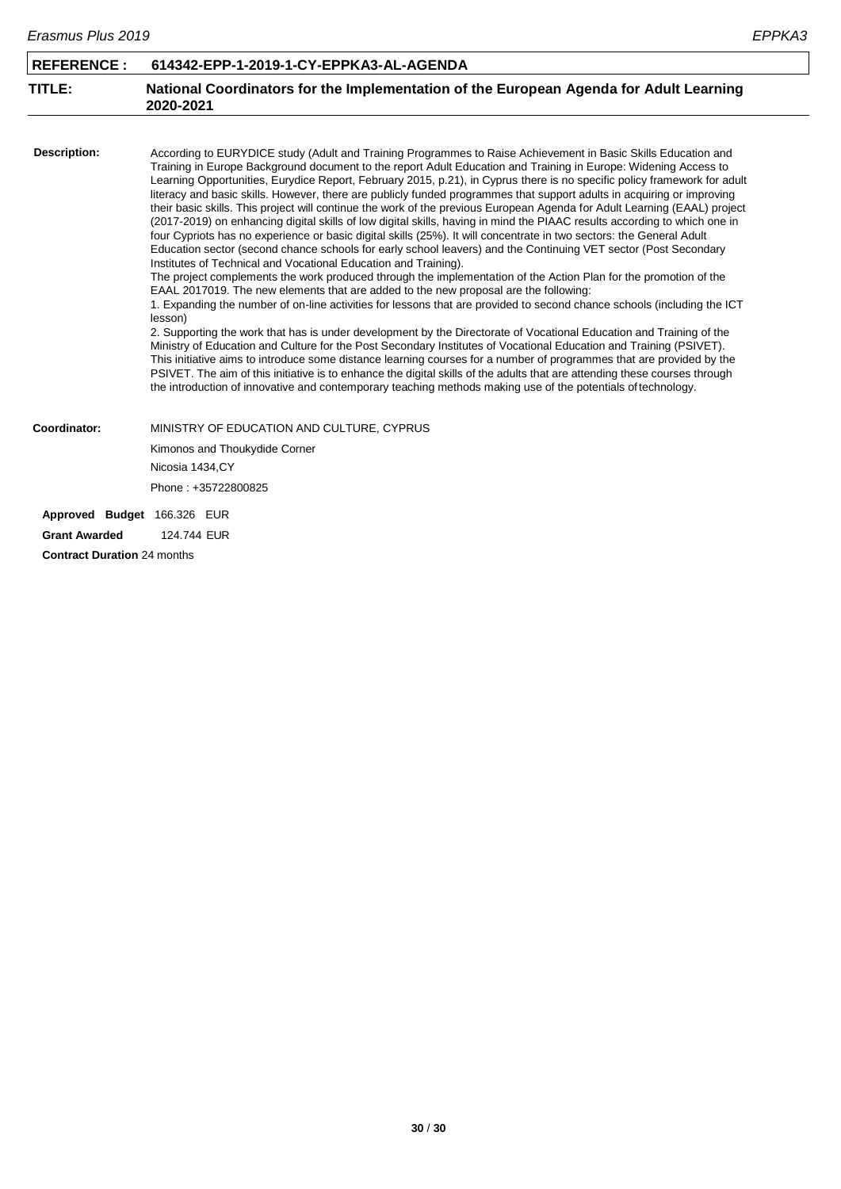| | |
|---|---|
| **REFERENCE :** | **614342-EPP-1-2019-1-CY-EPPKA3-AL-AGENDA** |
| **TITLE:** | **National Coordinators for the Implementation of the European Agenda for Adult Learning 2020-2021** |

**Description:**

According to EURYDICE study (Adult and Training Programmes to Raise Achievement in Basic Skills Education and Training in Europe Background document to the report Adult Education and Training in Europe: Widening Access to Learning Opportunities, Eurydice Report, February 2015, p.21), in Cyprus there is no specific policy framework for adult literacy and basic skills. However, there are publicly funded programmes that support adults in acquiring or improving their basic skills. This project will continue the work of the previous European Agenda for Adult Learning (EAAL) project (2017-2019) on enhancing digital skills of low digital skills, having in mind the PIAAC results according to which one in four Cypriots has no experience or basic digital skills (25%). It will concentrate in two sectors: the General Adult Education sector (second chance schools for early school leavers) and the Continuing VET sector (Post Secondary Institutes of Technical and Vocational Education and Training).
The project complements the work produced through the implementation of the Action Plan for the promotion of the EAAL 2017019. The new elements that are added to the new proposal are the following:
1. Expanding the number of on-line activities for lessons that are provided to second chance schools (including the ICT lesson)
2. Supporting the work that has is under development by the Directorate of Vocational Education and Training of the Ministry of Education and Culture for the Post Secondary Institutes of Vocational Education and Training (PSIVET). This initiative aims to introduce some distance learning courses for a number of programmes that are provided by the PSIVET. The aim of this initiative is to enhance the digital skills of the adults that are attending these courses through the introduction of innovative and contemporary teaching methods making use of the potentials of technology.

**Coordinator:** MINISTRY OF EDUCATION AND CULTURE, CYPRUS
Kimonos and Thoukydide Corner
Nicosia 1434,CY
Phone : +35722800825

**Approved Budget** 166.326 EUR
**Grant Awarded** 124.744 EUR
**Contract Duration** 24 months